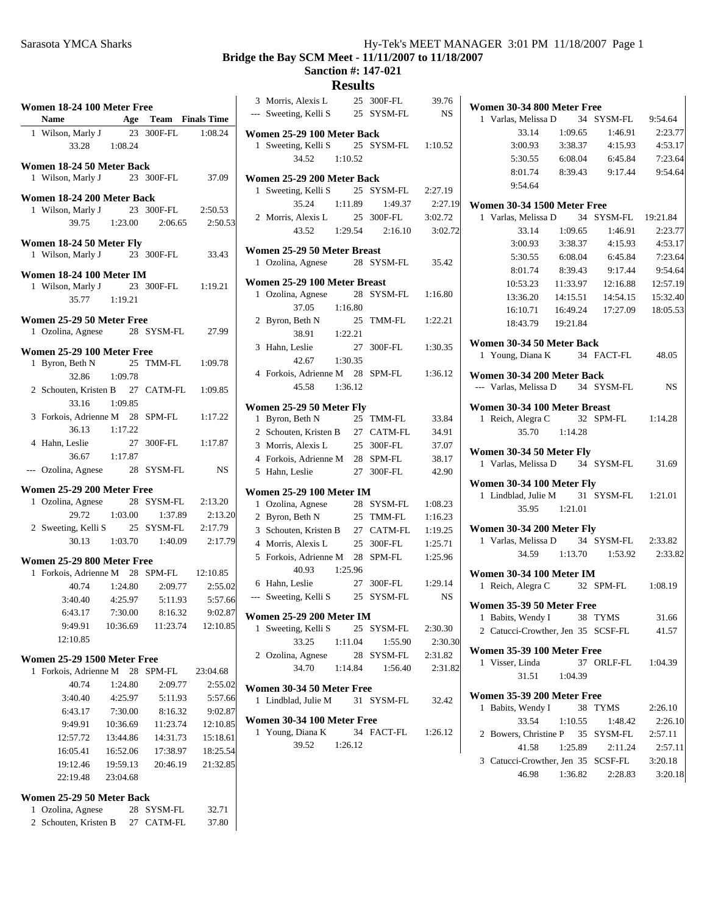# Bridge the Bay SCM Meet - 11/11/2007 to 11/18/2007

**Sanction #: 147-021**

## Results

### Women 18-24 100 Meter Free

| | Name | Age | Team | Finals Time |
|---|---|---|---|---|
| 1 | Wilson, Marly J | 23 | 300F-FL | 1:08.24 |
| | 33.28 | 1:08.24 | | |

### Women 18-24 50 Meter Back

| | Name | Age | Team | Finals Time |
|---|---|---|---|---|
| 1 | Wilson, Marly J | 23 | 300F-FL | 37.09 |

### Women 18-24 200 Meter Back

| | Name | Age | Team | Finals Time |
|---|---|---|---|---|
| 1 | Wilson, Marly J | 23 | 300F-FL | 2:50.53 |
| | 39.75 | 1:23.00 | 2:06.65 | 2:50.53 |

### Women 18-24 50 Meter Fly

| | Name | Age | Team | Finals Time |
|---|---|---|---|---|
| 1 | Wilson, Marly J | 23 | 300F-FL | 33.43 |

### Women 18-24 100 Meter IM

| | Name | Age | Team | Finals Time |
|---|---|---|---|---|
| 1 | Wilson, Marly J | 23 | 300F-FL | 1:19.21 |
| | 35.77 | 1:19.21 | | |

### Women 25-29 50 Meter Free

| | Name | Age | Team | Finals Time |
|---|---|---|---|---|
| 1 | Ozolina, Agnese | 28 | SYSM-FL | 27.99 |

### Women 25-29 100 Meter Free

| | Name | Age | Team | Finals Time |
|---|---|---|---|---|
| 1 | Byron, Beth N | 25 | TMM-FL | 1:09.78 |
| | 32.86 | 1:09.78 | | |
| 2 | Schouten, Kristen B | 27 | CATM-FL | 1:09.85 |
| | 33.16 | 1:09.85 | | |
| 3 | Forkois, Adrienne M | 28 | SPM-FL | 1:17.22 |
| | 36.13 | 1:17.22 | | |
| 4 | Hahn, Leslie | 27 | 300F-FL | 1:17.87 |
| | 36.67 | 1:17.87 | | |
| --- | Ozolina, Agnese | 28 | SYSM-FL | NS |

### Women 25-29 200 Meter Free

| | Name | Age | Team | Finals Time |
|---|---|---|---|---|
| 1 | Ozolina, Agnese | 28 | SYSM-FL | 2:13.20 |
| | 29.72 | 1:03.00 | 1:37.89 | 2:13.20 |
| 2 | Sweeting, Kelli S | 25 | SYSM-FL | 2:17.79 |
| | 30.13 | 1:03.70 | 1:40.09 | 2:17.79 |

### Women 25-29 800 Meter Free

| | Name | Age | Team | Finals Time |
|---|---|---|---|---|
| 1 | Forkois, Adrienne M | 28 | SPM-FL | 12:10.85 |
| | 40.74 | 1:24.80 | 2:09.77 | 2:55.02 |
| | 3:40.40 | 4:25.97 | 5:11.93 | 5:57.66 |
| | 6:43.17 | 7:30.00 | 8:16.32 | 9:02.87 |
| | 9:49.91 | 10:36.69 | 11:23.74 | 12:10.85 |
| | 12:10.85 | | | |

### Women 25-29 1500 Meter Free

| | Name | Age | Team | Finals Time |
|---|---|---|---|---|
| 1 | Forkois, Adrienne M | 28 | SPM-FL | 23:04.68 |
| | 40.74 | 1:24.80 | 2:09.77 | 2:55.02 |
| | 3:40.40 | 4:25.97 | 5:11.93 | 5:57.66 |
| | 6:43.17 | 7:30.00 | 8:16.32 | 9:02.87 |
| | 9:49.91 | 10:36.69 | 11:23.74 | 12:10.85 |
| | 12:57.72 | 13:44.86 | 14:31.73 | 15:18.61 |
| | 16:05.41 | 16:52.06 | 17:38.97 | 18:25.54 |
| | 19:12.46 | 19:59.13 | 20:46.19 | 21:32.85 |
| | 22:19.48 | 23:04.68 | | |

### Women 25-29 50 Meter Back

| | Name | Age | Team | Finals Time |
|---|---|---|---|---|
| 1 | Ozolina, Agnese | 28 | SYSM-FL | 32.71 |
| 2 | Schouten, Kristen B | 27 | CATM-FL | 37.80 |
| 3 | Morris, Alexis L | 25 | 300F-FL | 39.76 |
| --- | Sweeting, Kelli S | 25 | SYSM-FL | NS |

### Women 25-29 100 Meter Back

| | Name | Age | Team | Finals Time |
|---|---|---|---|---|
| 1 | Sweeting, Kelli S | 25 | SYSM-FL | 1:10.52 |
| | 34.52 | 1:10.52 | | |

### Women 25-29 200 Meter Back

| | Name | Age | Team | Finals Time |
|---|---|---|---|---|
| 1 | Sweeting, Kelli S | 25 | SYSM-FL | 2:27.19 |
| | 35.24 | 1:11.89 | 1:49.37 | 2:27.19 |
| 2 | Morris, Alexis L | 25 | 300F-FL | 3:02.72 |
| | 43.52 | 1:29.54 | 2:16.10 | 3:02.72 |

### Women 25-29 50 Meter Breast

| | Name | Age | Team | Finals Time |
|---|---|---|---|---|
| 1 | Ozolina, Agnese | 28 | SYSM-FL | 35.42 |

### Women 25-29 100 Meter Breast

| | Name | Age | Team | Finals Time |
|---|---|---|---|---|
| 1 | Ozolina, Agnese | 28 | SYSM-FL | 1:16.80 |
| | 37.05 | 1:16.80 | | |
| 2 | Byron, Beth N | 25 | TMM-FL | 1:22.21 |
| | 38.91 | 1:22.21 | | |
| 3 | Hahn, Leslie | 27 | 300F-FL | 1:30.35 |
| | 42.67 | 1:30.35 | | |
| 4 | Forkois, Adrienne M | 28 | SPM-FL | 1:36.12 |
| | 45.58 | 1:36.12 | | |

### Women 25-29 50 Meter Fly

| | Name | Age | Team | Finals Time |
|---|---|---|---|---|
| 1 | Byron, Beth N | 25 | TMM-FL | 33.84 |
| 2 | Schouten, Kristen B | 27 | CATM-FL | 34.91 |
| 3 | Morris, Alexis L | 25 | 300F-FL | 37.07 |
| 4 | Forkois, Adrienne M | 28 | SPM-FL | 38.17 |
| 5 | Hahn, Leslie | 27 | 300F-FL | 42.90 |

### Women 25-29 100 Meter IM

| | Name | Age | Team | Finals Time |
|---|---|---|---|---|
| 1 | Ozolina, Agnese | 28 | SYSM-FL | 1:08.23 |
| 2 | Byron, Beth N | 25 | TMM-FL | 1:16.23 |
| 3 | Schouten, Kristen B | 27 | CATM-FL | 1:19.25 |
| 4 | Morris, Alexis L | 25 | 300F-FL | 1:25.71 |
| 5 | Forkois, Adrienne M | 28 | SPM-FL | 1:25.96 |
| | 40.93 | 1:25.96 | | |
| 6 | Hahn, Leslie | 27 | 300F-FL | 1:29.14 |
| --- | Sweeting, Kelli S | 25 | SYSM-FL | NS |

### Women 25-29 200 Meter IM

| | Name | Age | Team | Finals Time |
|---|---|---|---|---|
| 1 | Sweeting, Kelli S | 25 | SYSM-FL | 2:30.30 |
| | 33.25 | 1:11.04 | 1:55.90 | 2:30.30 |
| 2 | Ozolina, Agnese | 28 | SYSM-FL | 2:31.82 |
| | 34.70 | 1:14.84 | 1:56.40 | 2:31.82 |

### Women 30-34 50 Meter Free

| | Name | Age | Team | Finals Time |
|---|---|---|---|---|
| 1 | Lindblad, Julie M | 31 | SYSM-FL | 32.42 |

### Women 30-34 100 Meter Free

| | Name | Age | Team | Finals Time |
|---|---|---|---|---|
| 1 | Young, Diana K | 34 | FACT-FL | 1:26.12 |
| | 39.52 | 1:26.12 | | |

### Women 30-34 800 Meter Free

| | Name | Age | Team | Finals Time |
|---|---|---|---|---|
| 1 | Varlas, Melissa D | 34 | SYSM-FL | 9:54.64 |
| | 33.14 | 1:09.65 | 1:46.91 | 2:23.77 |
| | 3:00.93 | 3:38.37 | 4:15.93 | 4:53.17 |
| | 5:30.55 | 6:08.04 | 6:45.84 | 7:23.64 |
| | 8:01.74 | 8:39.43 | 9:17.44 | 9:54.64 |
| | 9:54.64 | | | |

### Women 30-34 1500 Meter Free

| | Name | Age | Team | Finals Time |
|---|---|---|---|---|
| 1 | Varlas, Melissa D | 34 | SYSM-FL | 19:21.84 |
| | 33.14 | 1:09.65 | 1:46.91 | 2:23.77 |
| | 3:00.93 | 3:38.37 | 4:15.93 | 4:53.17 |
| | 5:30.55 | 6:08.04 | 6:45.84 | 7:23.64 |
| | 8:01.74 | 8:39.43 | 9:17.44 | 9:54.64 |
| | 10:53.23 | 11:33.97 | 12:16.88 | 12:57.19 |
| | 13:36.20 | 14:15.51 | 14:54.15 | 15:32.40 |
| | 16:10.71 | 16:49.24 | 17:27.09 | 18:05.53 |
| | 18:43.79 | 19:21.84 | | |

### Women 30-34 50 Meter Back

| | Name | Age | Team | Finals Time |
|---|---|---|---|---|
| 1 | Young, Diana K | 34 | FACT-FL | 48.05 |

### Women 30-34 200 Meter Back

| | Name | Age | Team | Finals Time |
|---|---|---|---|---|
| --- | Varlas, Melissa D | 34 | SYSM-FL | NS |

### Women 30-34 100 Meter Breast

| | Name | Age | Team | Finals Time |
|---|---|---|---|---|
| 1 | Reich, Alegra C | 32 | SPM-FL | 1:14.28 |
| | 35.70 | 1:14.28 | | |

### Women 30-34 50 Meter Fly

| | Name | Age | Team | Finals Time |
|---|---|---|---|---|
| 1 | Varlas, Melissa D | 34 | SYSM-FL | 31.69 |

### Women 30-34 100 Meter Fly

| | Name | Age | Team | Finals Time |
|---|---|---|---|---|
| 1 | Lindblad, Julie M | 31 | SYSM-FL | 1:21.01 |
| | 35.95 | 1:21.01 | | |

### Women 30-34 200 Meter Fly

| | Name | Age | Team | Finals Time |
|---|---|---|---|---|
| 1 | Varlas, Melissa D | 34 | SYSM-FL | 2:33.82 |
| | 34.59 | 1:13.70 | 1:53.92 | 2:33.82 |

### Women 30-34 100 Meter IM

| | Name | Age | Team | Finals Time |
|---|---|---|---|---|
| 1 | Reich, Alegra C | 32 | SPM-FL | 1:08.19 |

### Women 35-39 50 Meter Free

| | Name | Age | Team | Finals Time |
|---|---|---|---|---|
| 1 | Babits, Wendy I | 38 | TYMS | 31.66 |
| 2 | Catucci-Crowther, Jen | 35 | SCSF-FL | 41.57 |

### Women 35-39 100 Meter Free

| | Name | Age | Team | Finals Time |
|---|---|---|---|---|
| 1 | Visser, Linda | 37 | ORLF-FL | 1:04.39 |
| | 31.51 | 1:04.39 | | |

### Women 35-39 200 Meter Free

| | Name | Age | Team | Finals Time |
|---|---|---|---|---|
| 1 | Babits, Wendy I | 38 | TYMS | 2:26.10 |
| | 33.54 | 1:10.55 | 1:48.42 | 2:26.10 |
| 2 | Bowers, Christine P | 35 | SYSM-FL | 2:57.11 |
| | 41.58 | 1:25.89 | 2:11.24 | 2:57.11 |
| 3 | Catucci-Crowther, Jen | 35 | SCSF-FL | 3:20.18 |
| | 46.98 | 1:36.82 | 2:28.83 | 3:20.18 |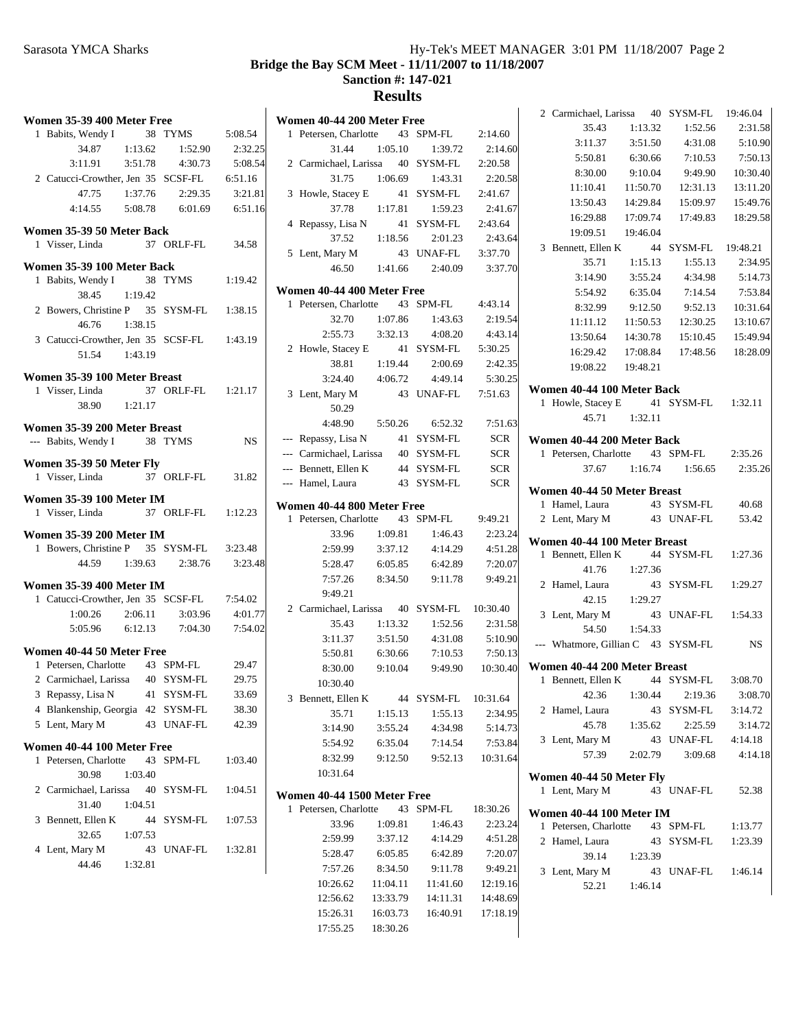**Bridge the Bay SCM Meet - 11/11/2007 to 11/18/2007**

**Sanction #: 147-021**

## Results

### Women 35-39 400 Meter Free

1 Babits, Wendy I 38 TYMS 5:08.54
34.87 1:13.62 1:52.90 2:32.25
3:11.91 3:51.78 4:30.73 5:08.54

2 Catucci-Crowther, Jen 35 SCSF-FL 6:51.16
47.75 1:37.76 2:29.35 3:21.81
4:14.55 5:08.78 6:01.69 6:51.16

### Women 35-39 50 Meter Back

1 Visser, Linda 37 ORLF-FL 34.58

### Women 35-39 100 Meter Back

1 Babits, Wendy I 38 TYMS 1:19.42
38.45 1:19.42

2 Bowers, Christine P 35 SYSM-FL 1:38.15
46.76 1:38.15

3 Catucci-Crowther, Jen 35 SCSF-FL 1:43.19
51.54 1:43.19

### Women 35-39 100 Meter Breast

1 Visser, Linda 37 ORLF-FL 1:21.17
38.90 1:21.17

### Women 35-39 200 Meter Breast

--- Babits, Wendy I 38 TYMS NS

### Women 35-39 50 Meter Fly

1 Visser, Linda 37 ORLF-FL 31.82

### Women 35-39 100 Meter IM

1 Visser, Linda 37 ORLF-FL 1:12.23

### Women 35-39 200 Meter IM

1 Bowers, Christine P 35 SYSM-FL 3:23.48
44.59 1:39.63 2:38.76 3:23.48

### Women 35-39 400 Meter IM

1 Catucci-Crowther, Jen 35 SCSF-FL 7:54.02
1:00.26 2:06.11 3:03.96 4:01.77
5:05.96 6:12.13 7:04.30 7:54.02

### Women 40-44 50 Meter Free

1 Petersen, Charlotte 43 SPM-FL 29.47
2 Carmichael, Larissa 40 SYSM-FL 29.75
3 Repassy, Lisa N 41 SYSM-FL 33.69
4 Blankenship, Georgia 42 SYSM-FL 38.30
5 Lent, Mary M 43 UNAF-FL 42.39

### Women 40-44 100 Meter Free

1 Petersen, Charlotte 43 SPM-FL 1:03.40
30.98 1:03.40

2 Carmichael, Larissa 40 SYSM-FL 1:04.51
31.40 1:04.51

3 Bennett, Ellen K 44 SYSM-FL 1:07.53
32.65 1:07.53

4 Lent, Mary M 43 UNAF-FL 1:32.81
44.46 1:32.81

### Women 40-44 200 Meter Free

1 Petersen, Charlotte 43 SPM-FL 2:14.60
31.44 1:05.10 1:39.72 2:14.60

2 Carmichael, Larissa 40 SYSM-FL 2:20.58
31.75 1:06.69 1:43.31 2:20.58

3 Howle, Stacey E 41 SYSM-FL 2:41.67
37.78 1:17.81 1:59.23 2:41.67

4 Repassy, Lisa N 41 SYSM-FL 2:43.64
37.52 1:18.56 2:01.23 2:43.64

5 Lent, Mary M 43 UNAF-FL 3:37.70
46.50 1:41.66 2:40.09 3:37.70

### Women 40-44 400 Meter Free

1 Petersen, Charlotte 43 SPM-FL 4:43.14
32.70 1:07.86 1:43.63 2:19.54
2:55.73 3:32.13 4:08.20 4:43.14

2 Howle, Stacey E 41 SYSM-FL 5:30.25
38.81 1:19.44 2:00.69 2:42.35
3:24.40 4:06.72 4:49.14 5:30.25

3 Lent, Mary M 43 UNAF-FL 7:51.63
50.29
4:48.90 5:50.26 6:52.32 7:51.63

--- Repassy, Lisa N 41 SYSM-FL SCR
--- Carmichael, Larissa 40 SYSM-FL SCR
--- Bennett, Ellen K 44 SYSM-FL SCR
--- Hamel, Laura 43 SYSM-FL SCR

### Women 40-44 800 Meter Free

1 Petersen, Charlotte 43 SPM-FL 9:49.21
33.96 1:09.81 1:46.43 2:23.24
2:59.99 3:37.12 4:14.29 4:51.28
5:28.47 6:05.85 6:42.89 7:20.07
7:57.26 8:34.50 9:11.78 9:49.21
9:49.21

2 Carmichael, Larissa 40 SYSM-FL 10:30.40
35.43 1:13.32 1:52.56 2:31.58
3:11.37 3:51.50 4:31.08 5:10.90
5:50.81 6:30.66 7:10.53 7:50.13
8:30.00 9:10.04 9:49.90 10:30.40
10:30.40

3 Bennett, Ellen K 44 SYSM-FL 10:31.64
35.71 1:15.13 1:55.13 2:34.95
3:14.90 3:55.24 4:34.98 5:14.73
5:54.92 6:35.04 7:14.54 7:53.84
8:32.99 9:12.50 9:52.13 10:31.64
10:31.64

### Women 40-44 1500 Meter Free

1 Petersen, Charlotte 43 SPM-FL 18:30.26
33.96 1:09.81 1:46.43 2:23.24
2:59.99 3:37.12 4:14.29 4:51.28
5:28.47 6:05.85 6:42.89 7:20.07
7:57.26 8:34.50 9:11.78 9:49.21
10:26.62 11:04.11 11:41.60 12:19.16
12:56.62 13:33.79 14:11.31 14:48.69
15:26.31 16:03.73 16:40.91 17:18.19
17:55.25 18:30.26

2 Carmichael, Larissa 40 SYSM-FL 19:46.04
35.43 1:13.32 1:52.56 2:31.58
3:11.37 3:51.50 4:31.08 5:10.90
5:50.81 6:30.66 7:10.53 7:50.13
8:30.00 9:10.04 9:49.90 10:30.40
11:10.41 11:50.70 12:31.13 13:11.20
13:50.43 14:29.84 15:09.97 15:49.76
16:29.88 17:09.74 17:49.83 18:29.58
19:09.51 19:46.04

3 Bennett, Ellen K 44 SYSM-FL 19:48.21
35.71 1:15.13 1:55.13 2:34.95
3:14.90 3:55.24 4:34.98 5:14.73
5:54.92 6:35.04 7:14.54 7:53.84
8:32.99 9:12.50 9:52.13 10:31.64
11:11.12 11:50.53 12:30.25 13:10.67
13:50.64 14:30.78 15:10.45 15:49.94
16:29.42 17:08.84 17:48.56 18:28.09
19:08.22 19:48.21

### Women 40-44 100 Meter Back

1 Howle, Stacey E 41 SYSM-FL 1:32.11
45.71 1:32.11

### Women 40-44 200 Meter Back

1 Petersen, Charlotte 43 SPM-FL 2:35.26
37.67 1:16.74 1:56.65 2:35.26

### Women 40-44 50 Meter Breast

1 Hamel, Laura 43 SYSM-FL 40.68
2 Lent, Mary M 43 UNAF-FL 53.42

### Women 40-44 100 Meter Breast

1 Bennett, Ellen K 44 SYSM-FL 1:27.36
41.76 1:27.36

2 Hamel, Laura 43 SYSM-FL 1:29.27
42.15 1:29.27

3 Lent, Mary M 43 UNAF-FL 1:54.33
54.50 1:54.33

--- Whatmore, Gillian C 43 SYSM-FL NS

### Women 40-44 200 Meter Breast

1 Bennett, Ellen K 44 SYSM-FL 3:08.70
42.36 1:30.44 2:19.36 3:08.70

2 Hamel, Laura 43 SYSM-FL 3:14.72
45.78 1:35.62 2:25.59 3:14.72

3 Lent, Mary M 43 UNAF-FL 4:14.18
57.39 2:02.79 3:09.68 4:14.18

### Women 40-44 50 Meter Fly

1 Lent, Mary M 43 UNAF-FL 52.38

### Women 40-44 100 Meter IM

1 Petersen, Charlotte 43 SPM-FL 1:13.77

2 Hamel, Laura 43 SYSM-FL 1:23.39
39.14 1:23.39

3 Lent, Mary M 43 UNAF-FL 1:46.14
52.21 1:46.14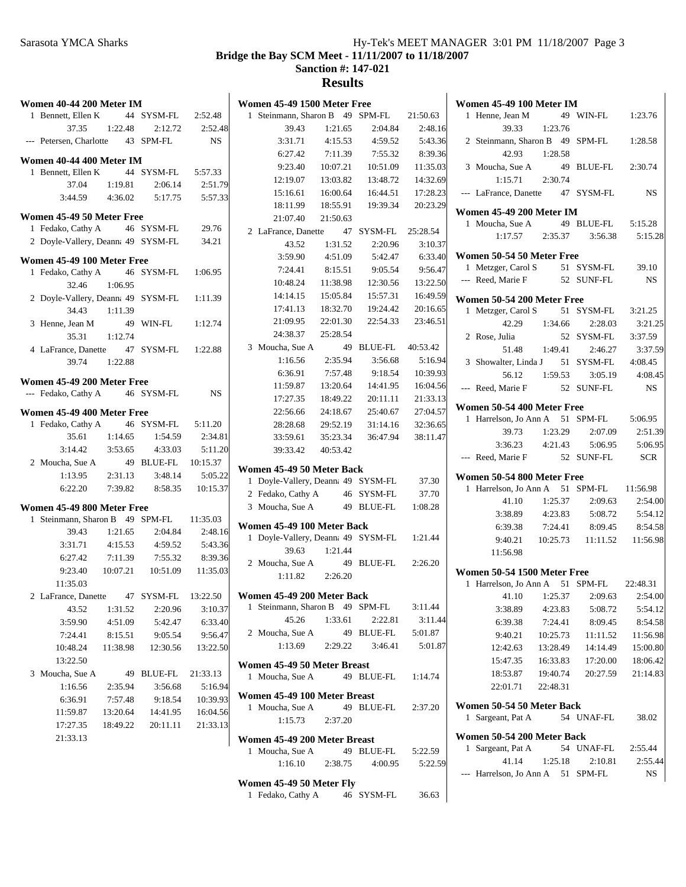## Bridge the Bay SCM Meet - 11/11/2007 to 11/18/2007

**Sanction #: 147-021**

# Results

### Women 40-44 200 Meter IM

| Place | Name | Age | Team | Time |
|---|---|---|---|---|
| 1 | Bennett, Ellen K | 44 | SYSM-FL | 2:52.48 |
| | 37.35 | 1:22.48 | 2:12.72 | 2:52.48 |
| --- | Petersen, Charlotte | 43 | SPM-FL | NS |

### Women 40-44 400 Meter IM

| Place | Name | Age | Team | Time |
|---|---|---|---|---|
| 1 | Bennett, Ellen K | 44 | SYSM-FL | 5:57.33 |
| | 37.04 | 1:19.81 | 2:06.14 | 2:51.79 |
| | 3:44.59 | 4:36.02 | 5:17.75 | 5:57.33 |

### Women 45-49 50 Meter Free

| Place | Name | Age | Team | Time |
|---|---|---|---|---|
| 1 | Fedako, Cathy A | 46 | SYSM-FL | 29.76 |
| 2 | Doyle-Vallery, Deanna | 49 | SYSM-FL | 34.21 |

### Women 45-49 100 Meter Free

| Place | Name | Age | Team | Time |
|---|---|---|---|---|
| 1 | Fedako, Cathy A | 46 | SYSM-FL | 1:06.95 |
| | 32.46 | 1:06.95 | | |
| 2 | Doyle-Vallery, Deanna | 49 | SYSM-FL | 1:11.39 |
| | 34.43 | 1:11.39 | | |
| 3 | Henne, Jean M | 49 | WIN-FL | 1:12.74 |
| | 35.31 | 1:12.74 | | |
| 4 | LaFrance, Danette | 47 | SYSM-FL | 1:22.88 |
| | 39.74 | 1:22.88 | | |

### Women 45-49 200 Meter Free

| Place | Name | Age | Team | Time |
|---|---|---|---|---|
| --- | Fedako, Cathy A | 46 | SYSM-FL | NS |

### Women 45-49 400 Meter Free

| Place | Name | Age | Team | Time |
|---|---|---|---|---|
| 1 | Fedako, Cathy A | 46 | SYSM-FL | 5:11.20 |
| | 35.61 | 1:14.65 | 1:54.59 | 2:34.81 |
| | 3:14.42 | 3:53.65 | 4:33.03 | 5:11.20 |
| 2 | Moucha, Sue A | 49 | BLUE-FL | 10:15.37 |
| | 1:13.95 | 2:31.13 | 3:48.14 | 5:05.22 |
| | 6:22.20 | 7:39.82 | 8:58.35 | 10:15.37 |

### Women 45-49 800 Meter Free

| Place | Name | Age | Team | Time |
|---|---|---|---|---|
| 1 | Steinmann, Sharon B | 49 | SPM-FL | 11:35.03 |
| | 39.43 | 1:21.65 | 2:04.84 | 2:48.16 |
| | 3:31.71 | 4:15.53 | 4:59.52 | 5:43.36 |
| | 6:27.42 | 7:11.39 | 7:55.32 | 8:39.36 |
| | 9:23.40 | 10:07.21 | 10:51.09 | 11:35.03 |
| | 11:35.03 | | | |
| 2 | LaFrance, Danette | 47 | SYSM-FL | 13:22.50 |
| | 43.52 | 1:31.52 | 2:20.96 | 3:10.37 |
| | 3:59.90 | 4:51.09 | 5:42.47 | 6:33.40 |
| | 7:24.41 | 8:15.51 | 9:05.54 | 9:56.47 |
| | 10:48.24 | 11:38.98 | 12:30.56 | 13:22.50 |
| | 13:22.50 | | | |
| 3 | Moucha, Sue A | 49 | BLUE-FL | 21:33.13 |
| | 1:16.56 | 2:35.94 | 3:56.68 | 5:16.94 |
| | 6:36.91 | 7:57.48 | 9:18.54 | 10:39.93 |
| | 11:59.87 | 13:20.64 | 14:41.95 | 16:04.56 |
| | 17:27.35 | 18:49.22 | 20:11.11 | 21:33.13 |
| | 21:33.13 | | | |

### Women 45-49 1500 Meter Free

| Place | Name | Age | Team | Time |
|---|---|---|---|---|
| 1 | Steinmann, Sharon B | 49 | SPM-FL | 21:50.63 |
| | 39.43 | 1:21.65 | 2:04.84 | 2:48.16 |
| | 3:31.71 | 4:15.53 | 4:59.52 | 5:43.36 |
| | 6:27.42 | 7:11.39 | 7:55.32 | 8:39.36 |
| | 9:23.40 | 10:07.21 | 10:51.09 | 11:35.03 |
| | 12:19.07 | 13:03.82 | 13:48.72 | 14:32.69 |
| | 15:16.61 | 16:00.64 | 16:44.51 | 17:28.23 |
| | 18:11.99 | 18:55.91 | 19:39.34 | 20:23.29 |
| | 21:07.40 | 21:50.63 | | |
| 2 | LaFrance, Danette | 47 | SYSM-FL | 25:28.54 |
| | 43.52 | 1:31.52 | 2:20.96 | 3:10.37 |
| | 3:59.90 | 4:51.09 | 5:42.47 | 6:33.40 |
| | 7:24.41 | 8:15.51 | 9:05.54 | 9:56.47 |
| | 10:48.24 | 11:38.98 | 12:30.56 | 13:22.50 |
| | 14:14.15 | 15:05.84 | 15:57.31 | 16:49.59 |
| | 17:41.13 | 18:32.70 | 19:24.42 | 20:16.65 |
| | 21:09.95 | 22:01.30 | 22:54.33 | 23:46.51 |
| | 24:38.37 | 25:28.54 | | |
| 3 | Moucha, Sue A | 49 | BLUE-FL | 40:53.42 |
| | 1:16.56 | 2:35.94 | 3:56.68 | 5:16.94 |
| | 6:36.91 | 7:57.48 | 9:18.54 | 10:39.93 |
| | 11:59.87 | 13:20.64 | 14:41.95 | 16:04.56 |
| | 17:27.35 | 18:49.22 | 20:11.11 | 21:33.13 |
| | 22:56.66 | 24:18.67 | 25:40.67 | 27:04.57 |
| | 28:28.68 | 29:52.19 | 31:14.16 | 32:36.65 |
| | 33:59.61 | 35:23.34 | 36:47.94 | 38:11.47 |
| | 39:33.42 | 40:53.42 | | |

### Women 45-49 50 Meter Back

| Place | Name | Age | Team | Time |
|---|---|---|---|---|
| 1 | Doyle-Vallery, Deanna | 49 | SYSM-FL | 37.30 |
| 2 | Fedako, Cathy A | 46 | SYSM-FL | 37.70 |
| 3 | Moucha, Sue A | 49 | BLUE-FL | 1:08.28 |

### Women 45-49 100 Meter Back

| Place | Name | Age | Team | Time |
|---|---|---|---|---|
| 1 | Doyle-Vallery, Deanna | 49 | SYSM-FL | 1:21.44 |
| | 39.63 | 1:21.44 | | |
| 2 | Moucha, Sue A | 49 | BLUE-FL | 2:26.20 |
| | 1:11.82 | 2:26.20 | | |

### Women 45-49 200 Meter Back

| Place | Name | Age | Team | Time |
|---|---|---|---|---|
| 1 | Steinmann, Sharon B | 49 | SPM-FL | 3:11.44 |
| | 45.26 | 1:33.61 | 2:22.81 | 3:11.44 |
| 2 | Moucha, Sue A | 49 | BLUE-FL | 5:01.87 |
| | 1:13.69 | 2:29.22 | 3:46.41 | 5:01.87 |

### Women 45-49 50 Meter Breast

| Place | Name | Age | Team | Time |
|---|---|---|---|---|
| 1 | Moucha, Sue A | 49 | BLUE-FL | 1:14.74 |

### Women 45-49 100 Meter Breast

| Place | Name | Age | Team | Time |
|---|---|---|---|---|
| 1 | Moucha, Sue A | 49 | BLUE-FL | 2:37.20 |
| | 1:15.73 | 2:37.20 | | |

### Women 45-49 200 Meter Breast

| Place | Name | Age | Team | Time |
|---|---|---|---|---|
| 1 | Moucha, Sue A | 49 | BLUE-FL | 5:22.59 |
| | 1:16.10 | 2:38.75 | 4:00.95 | 5:22.59 |

### Women 45-49 50 Meter Fly

| Place | Name | Age | Team | Time |
|---|---|---|---|---|
| 1 | Fedako, Cathy A | 46 | SYSM-FL | 36.63 |

### Women 45-49 100 Meter IM

| Place | Name | Age | Team | Time |
|---|---|---|---|---|
| 1 | Henne, Jean M | 49 | WIN-FL | 1:23.76 |
| | 39.33 | 1:23.76 | | |
| 2 | Steinmann, Sharon B | 49 | SPM-FL | 1:28.58 |
| | 42.93 | 1:28.58 | | |
| 3 | Moucha, Sue A | 49 | BLUE-FL | 2:30.74 |
| | 1:15.71 | 2:30.74 | | |
| --- | LaFrance, Danette | 47 | SYSM-FL | NS |

### Women 45-49 200 Meter IM

| Place | Name | Age | Team | Time |
|---|---|---|---|---|
| 1 | Moucha, Sue A | 49 | BLUE-FL | 5:15.28 |
| | 1:17.57 | 2:35.37 | 3:56.38 | 5:15.28 |

### Women 50-54 50 Meter Free

| Place | Name | Age | Team | Time |
|---|---|---|---|---|
| 1 | Metzger, Carol S | 51 | SYSM-FL | 39.10 |
| --- | Reed, Marie F | 52 | SUNF-FL | NS |

### Women 50-54 200 Meter Free

| Place | Name | Age | Team | Time |
|---|---|---|---|---|
| 1 | Metzger, Carol S | 51 | SYSM-FL | 3:21.25 |
| | 42.29 | 1:34.66 | 2:28.03 | 3:21.25 |
| 2 | Rose, Julia | 52 | SYSM-FL | 3:37.59 |
| | 51.48 | 1:49.41 | 2:46.27 | 3:37.59 |
| 3 | Showalter, Linda J | 51 | SYSM-FL | 4:08.45 |
| | 56.12 | 1:59.53 | 3:05.19 | 4:08.45 |
| --- | Reed, Marie F | 52 | SUNF-FL | NS |

### Women 50-54 400 Meter Free

| Place | Name | Age | Team | Time |
|---|---|---|---|---|
| 1 | Harrelson, Jo Ann A | 51 | SPM-FL | 5:06.95 |
| | 39.73 | 1:23.29 | 2:07.09 | 2:51.39 |
| | 3:36.23 | 4:21.43 | 5:06.95 | 5:06.95 |
| --- | Reed, Marie F | 52 | SUNF-FL | SCR |

### Women 50-54 800 Meter Free

| Place | Name | Age | Team | Time |
|---|---|---|---|---|
| 1 | Harrelson, Jo Ann A | 51 | SPM-FL | 11:56.98 |
| | 41.10 | 1:25.37 | 2:09.63 | 2:54.00 |
| | 3:38.89 | 4:23.83 | 5:08.72 | 5:54.12 |
| | 6:39.38 | 7:24.41 | 8:09.45 | 8:54.58 |
| | 9:40.21 | 10:25.73 | 11:11.52 | 11:56.98 |
| | 11:56.98 | | | |

### Women 50-54 1500 Meter Free

| Place | Name | Age | Team | Time |
|---|---|---|---|---|
| 1 | Harrelson, Jo Ann A | 51 | SPM-FL | 22:48.31 |
| | 41.10 | 1:25.37 | 2:09.63 | 2:54.00 |
| | 3:38.89 | 4:23.83 | 5:08.72 | 5:54.12 |
| | 6:39.38 | 7:24.41 | 8:09.45 | 8:54.58 |
| | 9:40.21 | 10:25.73 | 11:11.52 | 11:56.98 |
| | 12:42.63 | 13:28.49 | 14:14.49 | 15:00.80 |
| | 15:47.35 | 16:33.83 | 17:20.00 | 18:06.42 |
| | 18:53.87 | 19:40.74 | 20:27.59 | 21:14.83 |
| | 22:01.71 | 22:48.31 | | |

### Women 50-54 50 Meter Back

| Place | Name | Age | Team | Time |
|---|---|---|---|---|
| 1 | Sargeant, Pat A | 54 | UNAF-FL | 38.02 |

### Women 50-54 200 Meter Back

| Place | Name | Age | Team | Time |
|---|---|---|---|---|
| 1 | Sargeant, Pat A | 54 | UNAF-FL | 2:55.44 |
| | 41.14 | 1:25.18 | 2:10.81 | 2:55.44 |
| --- | Harrelson, Jo Ann A | 51 | SPM-FL | NS |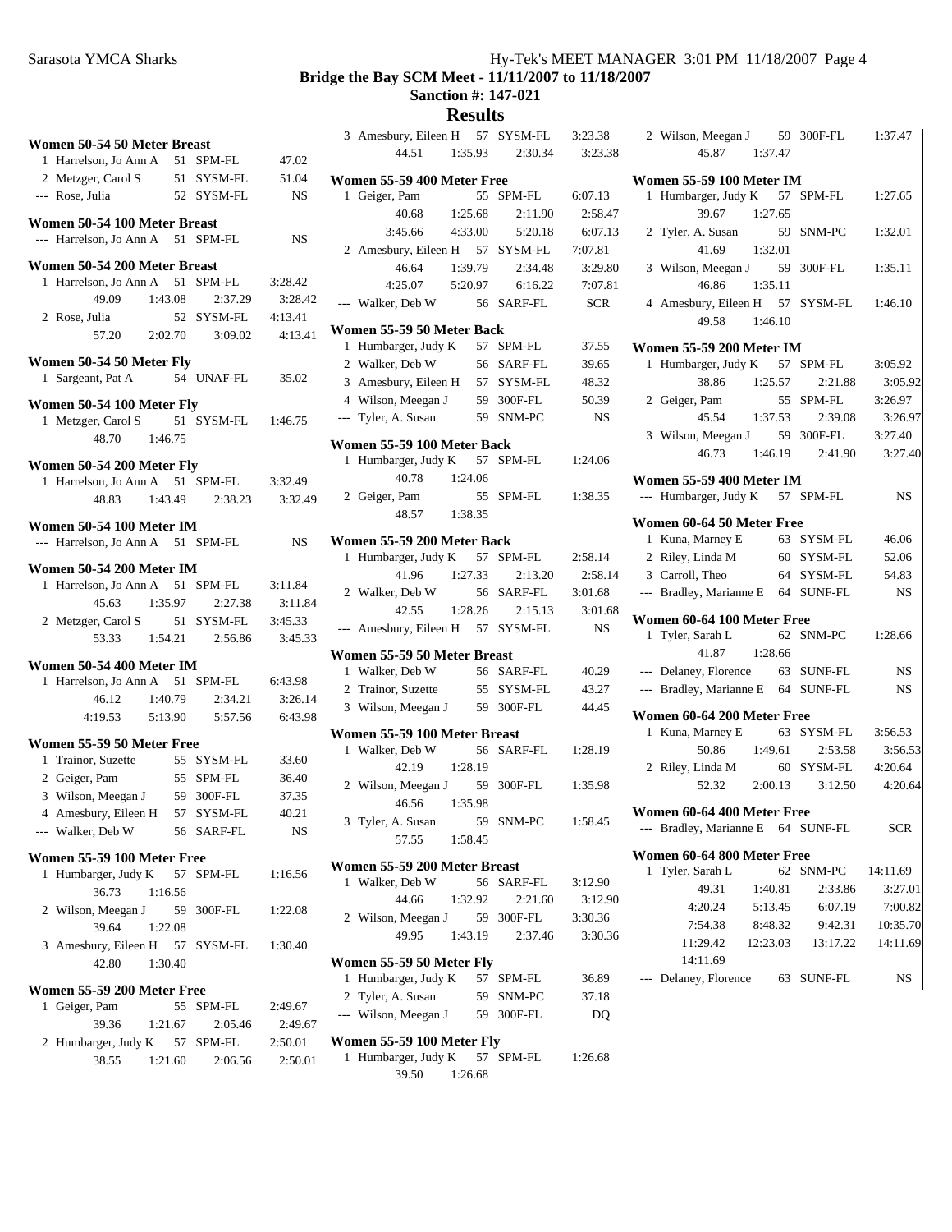# Bridge the Bay SCM Meet - 11/11/2007 to 11/18/2007

## Sanction #: 147-021

## Results

### Women 50-54 50 Meter Breast

| Place | Name | Age | Team | Time |
|---|---|---|---|---|
| 1 | Harrelson, Jo Ann A | 51 | SPM-FL | 47.02 |
| 2 | Metzger, Carol S | 51 | SYSM-FL | 51.04 |
| --- | Rose, Julia | 52 | SYSM-FL | NS |

### Women 50-54 100 Meter Breast

| Place | Name | Age | Team | Time |
|---|---|---|---|---|
| --- | Harrelson, Jo Ann A | 51 | SPM-FL | NS |

### Women 50-54 200 Meter Breast

| Place | Name | Age | Team | Time |
|---|---|---|---|---|
| 1 | Harrelson, Jo Ann A | 51 | SPM-FL | 3:28.42 |
| | 49.09 | 1:43.08 | 2:37.29 | 3:28.42 |
| 2 | Rose, Julia | 52 | SYSM-FL | 4:13.41 |
| | 57.20 | 2:02.70 | 3:09.02 | 4:13.41 |

### Women 50-54 50 Meter Fly

| Place | Name | Age | Team | Time |
|---|---|---|---|---|
| 1 | Sargeant, Pat A | 54 | UNAF-FL | 35.02 |

### Women 50-54 100 Meter Fly

| Place | Name | Age | Team | Time |
|---|---|---|---|---|
| 1 | Metzger, Carol S | 51 | SYSM-FL | 1:46.75 |
| | 48.70 | 1:46.75 | | |

### Women 50-54 200 Meter Fly

| Place | Name | Age | Team | Time |
|---|---|---|---|---|
| 1 | Harrelson, Jo Ann A | 51 | SPM-FL | 3:32.49 |
| | 48.83 | 1:43.49 | 2:38.23 | 3:32.49 |

### Women 50-54 100 Meter IM

| Place | Name | Age | Team | Time |
|---|---|---|---|---|
| --- | Harrelson, Jo Ann A | 51 | SPM-FL | NS |

### Women 50-54 200 Meter IM

| Place | Name | Age | Team | Time |
|---|---|---|---|---|
| 1 | Harrelson, Jo Ann A | 51 | SPM-FL | 3:11.84 |
| | 45.63 | 1:35.97 | 2:27.38 | 3:11.84 |
| 2 | Metzger, Carol S | 51 | SYSM-FL | 3:45.33 |
| | 53.33 | 1:54.21 | 2:56.86 | 3:45.33 |

### Women 50-54 400 Meter IM

| Place | Name | Age | Team | Time |
|---|---|---|---|---|
| 1 | Harrelson, Jo Ann A | 51 | SPM-FL | 6:43.98 |
| | 46.12 | 1:40.79 | 2:34.21 | 3:26.14 |
| | 4:19.53 | 5:13.90 | 5:57.56 | 6:43.98 |

### Women 55-59 50 Meter Free

| Place | Name | Age | Team | Time |
|---|---|---|---|---|
| 1 | Trainor, Suzette | 55 | SYSM-FL | 33.60 |
| 2 | Geiger, Pam | 55 | SPM-FL | 36.40 |
| 3 | Wilson, Meegan J | 59 | 300F-FL | 37.35 |
| 4 | Amesbury, Eileen H | 57 | SYSM-FL | 40.21 |
| --- | Walker, Deb W | 56 | SARF-FL | NS |

### Women 55-59 100 Meter Free

| Place | Name | Age | Team | Time |
|---|---|---|---|---|
| 1 | Humbarger, Judy K | 57 | SPM-FL | 1:16.56 |
| | 36.73 | 1:16.56 | | |
| 2 | Wilson, Meegan J | 59 | 300F-FL | 1:22.08 |
| | 39.64 | 1:22.08 | | |
| 3 | Amesbury, Eileen H | 57 | SYSM-FL | 1:30.40 |
| | 42.80 | 1:30.40 | | |

### Women 55-59 200 Meter Free

| Place | Name | Age | Team | Time |
|---|---|---|---|---|
| 1 | Geiger, Pam | 55 | SPM-FL | 2:49.67 |
| | 39.36 | 1:21.67 | 2:05.46 | 2:49.67 |
| 2 | Humbarger, Judy K | 57 | SPM-FL | 2:50.01 |
| | 38.55 | 1:21.60 | 2:06.56 | 2:50.01 |
| 3 | Amesbury, Eileen H | 57 | SYSM-FL | 3:23.38 |
| | 44.51 | 1:35.93 | 2:30.34 | 3:23.38 |

### Women 55-59 400 Meter Free

| Place | Name | Age | Team | Time |
|---|---|---|---|---|
| 1 | Geiger, Pam | 55 | SPM-FL | 6:07.13 |
| | 40.68 | 1:25.68 | 2:11.90 | 2:58.47 |
| | 3:45.66 | 4:33.00 | 5:20.18 | 6:07.13 |
| 2 | Amesbury, Eileen H | 57 | SYSM-FL | 7:07.81 |
| | 46.64 | 1:39.79 | 2:34.48 | 3:29.80 |
| | 4:25.07 | 5:20.97 | 6:16.22 | 7:07.81 |
| --- | Walker, Deb W | 56 | SARF-FL | SCR |

### Women 55-59 50 Meter Back

| Place | Name | Age | Team | Time |
|---|---|---|---|---|
| 1 | Humbarger, Judy K | 57 | SPM-FL | 37.55 |
| 2 | Walker, Deb W | 56 | SARF-FL | 39.65 |
| 3 | Amesbury, Eileen H | 57 | SYSM-FL | 48.32 |
| 4 | Wilson, Meegan J | 59 | 300F-FL | 50.39 |
| --- | Tyler, A. Susan | 59 | SNM-PC | NS |

### Women 55-59 100 Meter Back

| Place | Name | Age | Team | Time |
|---|---|---|---|---|
| 1 | Humbarger, Judy K | 57 | SPM-FL | 1:24.06 |
| | 40.78 | 1:24.06 | | |
| 2 | Geiger, Pam | 55 | SPM-FL | 1:38.35 |
| | 48.57 | 1:38.35 | | |

### Women 55-59 200 Meter Back

| Place | Name | Age | Team | Time |
|---|---|---|---|---|
| 1 | Humbarger, Judy K | 57 | SPM-FL | 2:58.14 |
| | 41.96 | 1:27.33 | 2:13.20 | 2:58.14 |
| 2 | Walker, Deb W | 56 | SARF-FL | 3:01.68 |
| | 42.55 | 1:28.26 | 2:15.13 | 3:01.68 |
| --- | Amesbury, Eileen H | 57 | SYSM-FL | NS |

### Women 55-59 50 Meter Breast

| Place | Name | Age | Team | Time |
|---|---|---|---|---|
| 1 | Walker, Deb W | 56 | SARF-FL | 40.29 |
| 2 | Trainor, Suzette | 55 | SYSM-FL | 43.27 |
| 3 | Wilson, Meegan J | 59 | 300F-FL | 44.45 |

### Women 55-59 100 Meter Breast

| Place | Name | Age | Team | Time |
|---|---|---|---|---|
| 1 | Walker, Deb W | 56 | SARF-FL | 1:28.19 |
| | 42.19 | 1:28.19 | | |
| 2 | Wilson, Meegan J | 59 | 300F-FL | 1:35.98 |
| | 46.56 | 1:35.98 | | |
| 3 | Tyler, A. Susan | 59 | SNM-PC | 1:58.45 |
| | 57.55 | 1:58.45 | | |

### Women 55-59 200 Meter Breast

| Place | Name | Age | Team | Time |
|---|---|---|---|---|
| 1 | Walker, Deb W | 56 | SARF-FL | 3:12.90 |
| | 44.66 | 1:32.92 | 2:21.60 | 3:12.90 |
| 2 | Wilson, Meegan J | 59 | 300F-FL | 3:30.36 |
| | 49.95 | 1:43.19 | 2:37.46 | 3:30.36 |

### Women 55-59 50 Meter Fly

| Place | Name | Age | Team | Time |
|---|---|---|---|---|
| 1 | Humbarger, Judy K | 57 | SPM-FL | 36.89 |
| 2 | Tyler, A. Susan | 59 | SNM-PC | 37.18 |
| --- | Wilson, Meegan J | 59 | 300F-FL | DQ |

### Women 55-59 100 Meter Fly

| Place | Name | Age | Team | Time |
|---|---|---|---|---|
| 1 | Humbarger, Judy K | 57 | SPM-FL | 1:26.68 |
| | 39.50 | 1:26.68 | | |
| 2 | Wilson, Meegan J | 59 | 300F-FL | 1:37.47 |
| | 45.87 | 1:37.47 | | |

### Women 55-59 100 Meter IM

| Place | Name | Age | Team | Time |
|---|---|---|---|---|
| 1 | Humbarger, Judy K | 57 | SPM-FL | 1:27.65 |
| | 39.67 | 1:27.65 | | |
| 2 | Tyler, A. Susan | 59 | SNM-PC | 1:32.01 |
| | 41.69 | 1:32.01 | | |
| 3 | Wilson, Meegan J | 59 | 300F-FL | 1:35.11 |
| | 46.86 | 1:35.11 | | |
| 4 | Amesbury, Eileen H | 57 | SYSM-FL | 1:46.10 |
| | 49.58 | 1:46.10 | | |

### Women 55-59 200 Meter IM

| Place | Name | Age | Team | Time |
|---|---|---|---|---|
| 1 | Humbarger, Judy K | 57 | SPM-FL | 3:05.92 |
| | 38.86 | 1:25.57 | 2:21.88 | 3:05.92 |
| 2 | Geiger, Pam | 55 | SPM-FL | 3:26.97 |
| | 45.54 | 1:37.53 | 2:39.08 | 3:26.97 |
| 3 | Wilson, Meegan J | 59 | 300F-FL | 3:27.40 |
| | 46.73 | 1:46.19 | 2:41.90 | 3:27.40 |

### Women 55-59 400 Meter IM

| Place | Name | Age | Team | Time |
|---|---|---|---|---|
| --- | Humbarger, Judy K | 57 | SPM-FL | NS |

### Women 60-64 50 Meter Free

| Place | Name | Age | Team | Time |
|---|---|---|---|---|
| 1 | Kuna, Marney E | 63 | SYSM-FL | 46.06 |
| 2 | Riley, Linda M | 60 | SYSM-FL | 52.06 |
| 3 | Carroll, Theo | 64 | SYSM-FL | 54.83 |
| --- | Bradley, Marianne E | 64 | SUNF-FL | NS |

### Women 60-64 100 Meter Free

| Place | Name | Age | Team | Time |
|---|---|---|---|---|
| 1 | Tyler, Sarah L | 62 | SNM-PC | 1:28.66 |
| | 41.87 | 1:28.66 | | |
| --- | Delaney, Florence | 63 | SUNF-FL | NS |
| --- | Bradley, Marianne E | 64 | SUNF-FL | NS |

### Women 60-64 200 Meter Free

| Place | Name | Age | Team | Time |
|---|---|---|---|---|
| 1 | Kuna, Marney E | 63 | SYSM-FL | 3:56.53 |
| | 50.86 | 1:49.61 | 2:53.58 | 3:56.53 |
| 2 | Riley, Linda M | 60 | SYSM-FL | 4:20.64 |
| | 52.32 | 2:00.13 | 3:12.50 | 4:20.64 |

### Women 60-64 400 Meter Free

| Place | Name | Age | Team | Time |
|---|---|---|---|---|
| --- | Bradley, Marianne E | 64 | SUNF-FL | SCR |

### Women 60-64 800 Meter Free

| Place | Name | Age | Team | Time |
|---|---|---|---|---|
| 1 | Tyler, Sarah L | 62 | SNM-PC | 14:11.69 |
| | 49.31 | 1:40.81 | 2:33.86 | 3:27.01 |
| | 4:20.24 | 5:13.45 | 6:07.19 | 7:00.82 |
| | 7:54.38 | 8:48.32 | 9:42.31 | 10:35.70 |
| | 11:29.42 | 12:23.03 | 13:17.22 | 14:11.69 |
| | 14:11.69 | | | |
| --- | Delaney, Florence | 63 | SUNF-FL | NS |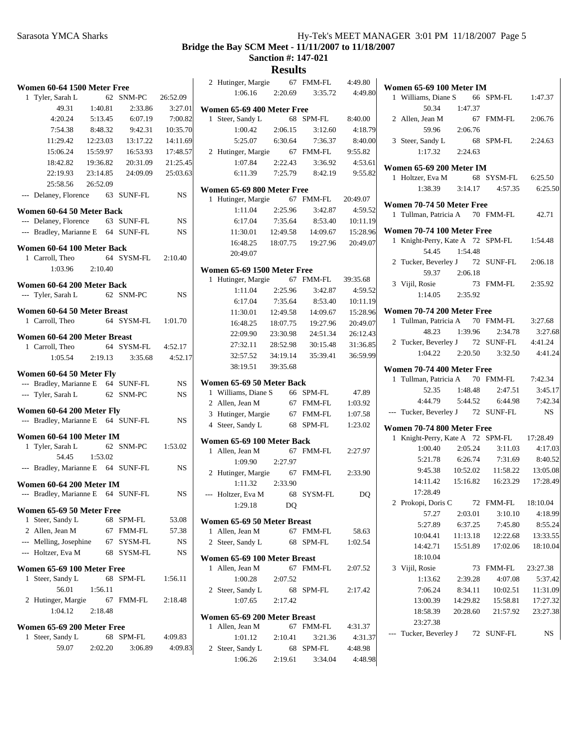**Bridge the Bay SCM Meet - 11/11/2007 to 11/18/2007**

**Sanction #: 147-021**

**Results**

**Women 60-64 1500 Meter Free**

1 Tyler, Sarah L 62 SNM-PC 26:52.09
49.31 1:40.81 2:33.86 3:27.01
4:20.24 5:13.45 6:07.19 7:00.82
7:54.38 8:48.32 9:42.31 10:35.70
11:29.42 12:23.03 13:17.22 14:11.69
15:06.24 15:59.97 16:53.93 17:48.57
18:42.82 19:36.82 20:31.09 21:25.45
22:19.93 23:14.85 24:09.09 25:03.63
25:58.56 26:52.09

--- Delaney, Florence 63 SUNF-FL NS

**Women 60-64 50 Meter Back**

--- Delaney, Florence 63 SUNF-FL NS
--- Bradley, Marianne E 64 SUNF-FL NS

**Women 60-64 100 Meter Back**

1 Carroll, Theo 64 SYSM-FL 2:10.40
1:03.96 2:10.40

**Women 60-64 200 Meter Back**

--- Tyler, Sarah L 62 SNM-PC NS

**Women 60-64 50 Meter Breast**

1 Carroll, Theo 64 SYSM-FL 1:01.70

**Women 60-64 200 Meter Breast**

1 Carroll, Theo 64 SYSM-FL 4:52.17
1:05.54 2:19.13 3:35.68 4:52.17

**Women 60-64 50 Meter Fly**

--- Bradley, Marianne E 64 SUNF-FL NS
--- Tyler, Sarah L 62 SNM-PC NS

**Women 60-64 200 Meter Fly**

--- Bradley, Marianne E 64 SUNF-FL NS

**Women 60-64 100 Meter IM**

1 Tyler, Sarah L 62 SNM-PC 1:53.02
54.45 1:53.02
--- Bradley, Marianne E 64 SUNF-FL NS

**Women 60-64 200 Meter IM**

--- Bradley, Marianne E 64 SUNF-FL NS

**Women 65-69 50 Meter Free**

1 Steer, Sandy L 68 SPM-FL 53.08
2 Allen, Jean M 67 FMM-FL 57.38
--- Melling, Josephine 67 SYSM-FL NS
--- Holtzer, Eva M 68 SYSM-FL NS

**Women 65-69 100 Meter Free**

1 Steer, Sandy L 68 SPM-FL 1:56.11
56.01 1:56.11
2 Hutinger, Margie 67 FMM-FL 2:18.48
1:04.12 2:18.48

**Women 65-69 200 Meter Free**

1 Steer, Sandy L 68 SPM-FL 4:09.83
59.07 2:02.20 3:06.89 4:09.83
2 Hutinger, Margie 67 FMM-FL 4:49.80
1:06.16 2:20.69 3:35.72 4:49.80

**Women 65-69 400 Meter Free**

1 Steer, Sandy L 68 SPM-FL 8:40.00
1:00.42 2:06.15 3:12.60 4:18.79
5:25.07 6:30.64 7:36.37 8:40.00
2 Hutinger, Margie 67 FMM-FL 9:55.82
1:07.84 2:22.43 3:36.92 4:53.61
6:11.39 7:25.79 8:42.19 9:55.82

**Women 65-69 800 Meter Free**

1 Hutinger, Margie 67 FMM-FL 20:49.07
1:11.04 2:25.96 3:42.87 4:59.52
6:17.04 7:35.64 8:53.40 10:11.19
11:30.01 12:49.58 14:09.67 15:28.96
16:48.25 18:07.75 19:27.96 20:49.07
20:49.07

**Women 65-69 1500 Meter Free**

1 Hutinger, Margie 67 FMM-FL 39:35.68
1:11.04 2:25.96 3:42.87 4:59.52
6:17.04 7:35.64 8:53.40 10:11.19
11:30.01 12:49.58 14:09.67 15:28.96
16:48.25 18:07.75 19:27.96 20:49.07
22:09.90 23:30.98 24:51.34 26:12.43
27:32.11 28:52.98 30:15.48 31:36.85
32:57.52 34:19.14 35:39.41 36:59.99
38:19.51 39:35.68

**Women 65-69 50 Meter Back**

1 Williams, Diane S 66 SPM-FL 47.89
2 Allen, Jean M 67 FMM-FL 1:03.92
3 Hutinger, Margie 67 FMM-FL 1:07.58
4 Steer, Sandy L 68 SPM-FL 1:23.02

**Women 65-69 100 Meter Back**

1 Allen, Jean M 67 FMM-FL 2:27.97
1:09.90 2:27.97
2 Hutinger, Margie 67 FMM-FL 2:33.90
1:11.32 2:33.90
--- Holtzer, Eva M 68 SYSM-FL DQ
1:29.18 DQ

**Women 65-69 50 Meter Breast**

1 Allen, Jean M 67 FMM-FL 58.63
2 Steer, Sandy L 68 SPM-FL 1:02.54

**Women 65-69 100 Meter Breast**

1 Allen, Jean M 67 FMM-FL 2:07.52
1:00.28 2:07.52
2 Steer, Sandy L 68 SPM-FL 2:17.42
1:07.65 2:17.42

**Women 65-69 200 Meter Breast**

1 Allen, Jean M 67 FMM-FL 4:31.37
1:01.12 2:10.41 3:21.36 4:31.37
2 Steer, Sandy L 68 SPM-FL 4:48.98
1:06.26 2:19.61 3:34.04 4:48.98

**Women 65-69 100 Meter IM**

1 Williams, Diane S 66 SPM-FL 1:47.37
50.34 1:47.37
2 Allen, Jean M 67 FMM-FL 2:06.76
59.96 2:06.76
3 Steer, Sandy L 68 SPM-FL 2:24.63
1:17.32 2:24.63

**Women 65-69 200 Meter IM**

1 Holtzer, Eva M 68 SYSM-FL 6:25.50
1:38.39 3:14.17 4:57.35 6:25.50

**Women 70-74 50 Meter Free**

1 Tullman, Patricia A 70 FMM-FL 42.71

**Women 70-74 100 Meter Free**

1 Knight-Perry, Kate A 72 SPM-FL 1:54.48
54.45 1:54.48
2 Tucker, Beverley J 72 SUNF-FL 2:06.18
59.37 2:06.18
3 Vijil, Rosie 73 FMM-FL 2:35.92
1:14.05 2:35.92

**Women 70-74 200 Meter Free**

1 Tullman, Patricia A 70 FMM-FL 3:27.68
48.23 1:39.96 2:34.78 3:27.68
2 Tucker, Beverley J 72 SUNF-FL 4:41.24
1:04.22 2:20.50 3:32.50 4:41.24

**Women 70-74 400 Meter Free**

1 Tullman, Patricia A 70 FMM-FL 7:42.34
52.35 1:48.48 2:47.51 3:45.17
4:44.79 5:44.52 6:44.98 7:42.34
--- Tucker, Beverley J 72 SUNF-FL NS

**Women 70-74 800 Meter Free**

1 Knight-Perry, Kate A 72 SPM-FL 17:28.49
1:00.40 2:05.24 3:11.03 4:17.03
5:21.78 6:26.74 7:31.69 8:40.52
9:45.38 10:52.02 11:58.22 13:05.08
14:11.42 15:16.82 16:23.29 17:28.49
17:28.49
2 Prokopi, Doris C 72 FMM-FL 18:10.04
57.27 2:03.01 3:10.10 4:18.99
5:27.89 6:37.25 7:45.80 8:55.24
10:04.41 11:13.18 12:22.68 13:33.55
14:42.71 15:51.89 17:02.06 18:10.04
18:10.04
3 Vijil, Rosie 73 FMM-FL 23:27.38
1:13.62 2:39.28 4:07.08 5:37.42
7:06.24 8:34.11 10:02.51 11:31.09
13:00.39 14:29.82 15:58.81 17:27.32
18:58.39 20:28.60 21:57.92 23:27.38
23:27.38
--- Tucker, Beverley J 72 SUNF-FL NS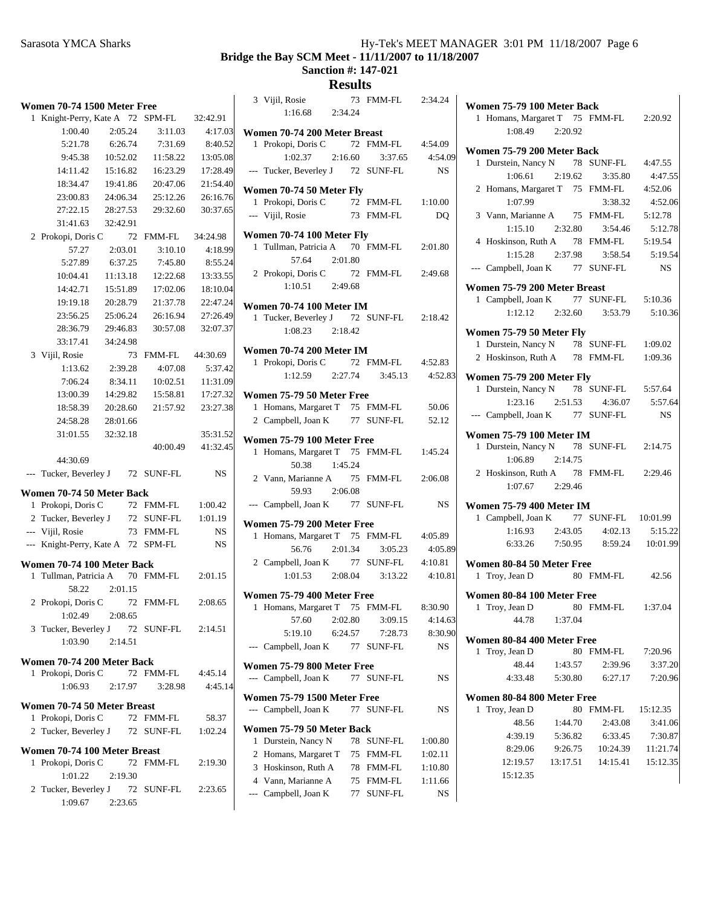**Bridge the Bay SCM Meet - 11/11/2007 to 11/18/2007**

**Sanction #: 147-021**

## Results

### Women 70-74 1500 Meter Free

| Place | Name | Age | Team | Time |
|---|---|---|---|---|
| 1 | Knight-Perry, Kate A | 72 | SPM-FL | 32:42.91 |

1:00.40 2:05.24 3:11.03 4:17.03
5:21.78 6:26.74 7:31.69 8:40.52
9:45.38 10:52.02 11:58.22 13:05.08
14:11.42 15:16.82 16:23.29 17:28.49
18:34.47 19:41.86 20:47.06 21:54.40
23:00.83 24:06.34 25:12.26 26:16.76
27:22.15 28:27.53 29:32.60 30:37.65
31:41.63 32:42.91

| Place | Name | Age | Team | Time |
|---|---|---|---|---|
| 2 | Prokopi, Doris C | 72 | FMM-FL | 34:24.98 |

57.27 2:03.01 3:10.10 4:18.99
5:27.89 6:37.25 7:45.80 8:55.24
10:04.41 11:13.18 12:22.68 13:33.55
14:42.71 15:51.89 17:02.06 18:10.04
19:19.18 20:28.79 21:37.78 22:47.24
23:56.25 25:06.24 26:16.94 27:26.49
28:36.79 29:46.83 30:57.08 32:07.37
33:17.41 34:24.98

| Place | Name | Age | Team | Time |
|---|---|---|---|---|
| 3 | Vijil, Rosie | 73 | FMM-FL | 44:30.69 |

1:13.62 2:39.28 4:07.08 5:37.42
7:06.24 8:34.11 10:02.51 11:31.09
13:00.39 14:29.82 15:58.81 17:27.32
18:58.39 20:28.60 21:57.92 23:27.38
24:58.28 28:01.66
31:01.55 32:32.18 35:31.52
40:00.49 41:32.45
44:30.69

| Place | Name | Age | Team | Time |
|---|---|---|---|---|
| --- | Tucker, Beverley J | 72 | SUNF-FL | NS |

### Women 70-74 50 Meter Back

| Place | Name | Age | Team | Time |
|---|---|---|---|---|
| 1 | Prokopi, Doris C | 72 | FMM-FL | 1:00.42 |
| 2 | Tucker, Beverley J | 72 | SUNF-FL | 1:01.19 |
| --- | Vijil, Rosie | 73 | FMM-FL | NS |
| --- | Knight-Perry, Kate A | 72 | SPM-FL | NS |

### Women 70-74 100 Meter Back

| Place | Name | Age | Team | Time |
|---|---|---|---|---|
| 1 | Tullman, Patricia A | 70 | FMM-FL | 2:01.15 |
| | 58.22 2:01.15 | | | |
| 2 | Prokopi, Doris C | 72 | FMM-FL | 2:08.65 |
| | 1:02.49 2:08.65 | | | |
| 3 | Tucker, Beverley J | 72 | SUNF-FL | 2:14.51 |
| | 1:03.90 2:14.51 | | | |

### Women 70-74 200 Meter Back

| Place | Name | Age | Team | Time |
|---|---|---|---|---|
| 1 | Prokopi, Doris C | 72 | FMM-FL | 4:45.14 |
| | 1:06.93 2:17.97 3:28.98 4:45.14 | | | |

### Women 70-74 50 Meter Breast

| Place | Name | Age | Team | Time |
|---|---|---|---|---|
| 1 | Prokopi, Doris C | 72 | FMM-FL | 58.37 |
| 2 | Tucker, Beverley J | 72 | SUNF-FL | 1:02.24 |

### Women 70-74 100 Meter Breast

| Place | Name | Age | Team | Time |
|---|---|---|---|---|
| 1 | Prokopi, Doris C | 72 | FMM-FL | 2:19.30 |
| | 1:01.22 2:19.30 | | | |
| 2 | Tucker, Beverley J | 72 | SUNF-FL | 2:23.65 |
| | 1:09.67 2:23.65 | | | |
| 3 | Vijil, Rosie | 73 | FMM-FL | 2:34.24 |
| | 1:16.68 2:34.24 | | | |

### Women 70-74 200 Meter Breast

| Place | Name | Age | Team | Time |
|---|---|---|---|---|
| 1 | Prokopi, Doris C | 72 | FMM-FL | 4:54.09 |
| | 1:02.37 2:16.60 3:37.65 4:54.09 | | | |
| --- | Tucker, Beverley J | 72 | SUNF-FL | NS |

### Women 70-74 50 Meter Fly

| Place | Name | Age | Team | Time |
|---|---|---|---|---|
| 1 | Prokopi, Doris C | 72 | FMM-FL | 1:10.00 |
| --- | Vijil, Rosie | 73 | FMM-FL | DQ |

### Women 70-74 100 Meter Fly

| Place | Name | Age | Team | Time |
|---|---|---|---|---|
| 1 | Tullman, Patricia A | 70 | FMM-FL | 2:01.80 |
| | 57.64 2:01.80 | | | |
| 2 | Prokopi, Doris C | 72 | FMM-FL | 2:49.68 |
| | 1:10.51 2:49.68 | | | |

### Women 70-74 100 Meter IM

| Place | Name | Age | Team | Time |
|---|---|---|---|---|
| 1 | Tucker, Beverley J | 72 | SUNF-FL | 2:18.42 |
| | 1:08.23 2:18.42 | | | |

### Women 70-74 200 Meter IM

| Place | Name | Age | Team | Time |
|---|---|---|---|---|
| 1 | Prokopi, Doris C | 72 | FMM-FL | 4:52.83 |
| | 1:12.59 2:27.74 3:45.13 4:52.83 | | | |

### Women 75-79 50 Meter Free

| Place | Name | Age | Team | Time |
|---|---|---|---|---|
| 1 | Homans, Margaret T | 75 | FMM-FL | 50.06 |
| 2 | Campbell, Joan K | 77 | SUNF-FL | 52.12 |

### Women 75-79 100 Meter Free

| Place | Name | Age | Team | Time |
|---|---|---|---|---|
| 1 | Homans, Margaret T | 75 | FMM-FL | 1:45.24 |
| | 50.38 1:45.24 | | | |
| 2 | Vann, Marianne A | 75 | FMM-FL | 2:06.08 |
| | 59.93 2:06.08 | | | |
| --- | Campbell, Joan K | 77 | SUNF-FL | NS |

### Women 75-79 200 Meter Free

| Place | Name | Age | Team | Time |
|---|---|---|---|---|
| 1 | Homans, Margaret T | 75 | FMM-FL | 4:05.89 |
| | 56.76 2:01.34 3:05.23 4:05.89 | | | |
| 2 | Campbell, Joan K | 77 | SUNF-FL | 4:10.81 |
| | 1:01.53 2:08.04 3:13.22 4:10.81 | | | |

### Women 75-79 400 Meter Free

| Place | Name | Age | Team | Time |
|---|---|---|---|---|
| 1 | Homans, Margaret T | 75 | FMM-FL | 8:30.90 |
| | 57.60 2:02.80 3:09.15 4:14.63 | | | |
| | 5:19.10 6:24.57 7:28.73 8:30.90 | | | |
| --- | Campbell, Joan K | 77 | SUNF-FL | NS |

### Women 75-79 800 Meter Free

| Place | Name | Age | Team | Time |
|---|---|---|---|---|
| --- | Campbell, Joan K | 77 | SUNF-FL | NS |

### Women 75-79 1500 Meter Free

| Place | Name | Age | Team | Time |
|---|---|---|---|---|
| --- | Campbell, Joan K | 77 | SUNF-FL | NS |

### Women 75-79 50 Meter Back

| Place | Name | Age | Team | Time |
|---|---|---|---|---|
| 1 | Durstein, Nancy N | 78 | SUNF-FL | 1:00.80 |
| 2 | Homans, Margaret T | 75 | FMM-FL | 1:02.11 |
| 3 | Hoskinson, Ruth A | 78 | FMM-FL | 1:10.80 |
| 4 | Vann, Marianne A | 75 | FMM-FL | 1:11.66 |
| --- | Campbell, Joan K | 77 | SUNF-FL | NS |

### Women 75-79 100 Meter Back

| Place | Name | Age | Team | Time |
|---|---|---|---|---|
| 1 | Homans, Margaret T | 75 | FMM-FL | 2:20.92 |
| | 1:08.49 2:20.92 | | | |

### Women 75-79 200 Meter Back

| Place | Name | Age | Team | Time |
|---|---|---|---|---|
| 1 | Durstein, Nancy N | 78 | SUNF-FL | 4:47.55 |
| | 1:06.61 2:19.62 3:35.80 4:47.55 | | | |
| 2 | Homans, Margaret T | 75 | FMM-FL | 4:52.06 |
| | 1:07.99 3:38.32 4:52.06 | | | |
| 3 | Vann, Marianne A | 75 | FMM-FL | 5:12.78 |
| | 1:15.10 2:32.80 3:54.46 5:12.78 | | | |
| 4 | Hoskinson, Ruth A | 78 | FMM-FL | 5:19.54 |
| | 1:15.28 2:37.98 3:58.54 5:19.54 | | | |
| --- | Campbell, Joan K | 77 | SUNF-FL | NS |

### Women 75-79 200 Meter Breast

| Place | Name | Age | Team | Time |
|---|---|---|---|---|
| 1 | Campbell, Joan K | 77 | SUNF-FL | 5:10.36 |
| | 1:12.12 2:32.60 3:53.79 5:10.36 | | | |

### Women 75-79 50 Meter Fly

| Place | Name | Age | Team | Time |
|---|---|---|---|---|
| 1 | Durstein, Nancy N | 78 | SUNF-FL | 1:09.02 |
| 2 | Hoskinson, Ruth A | 78 | FMM-FL | 1:09.36 |

### Women 75-79 200 Meter Fly

| Place | Name | Age | Team | Time |
|---|---|---|---|---|
| 1 | Durstein, Nancy N | 78 | SUNF-FL | 5:57.64 |
| | 1:23.16 2:51.53 4:36.07 5:57.64 | | | |
| --- | Campbell, Joan K | 77 | SUNF-FL | NS |

### Women 75-79 100 Meter IM

| Place | Name | Age | Team | Time |
|---|---|---|---|---|
| 1 | Durstein, Nancy N | 78 | SUNF-FL | 2:14.75 |
| | 1:06.89 2:14.75 | | | |
| 2 | Hoskinson, Ruth A | 78 | FMM-FL | 2:29.46 |
| | 1:07.67 2:29.46 | | | |

### Women 75-79 400 Meter IM

| Place | Name | Age | Team | Time |
|---|---|---|---|---|
| 1 | Campbell, Joan K | 77 | SUNF-FL | 10:01.99 |
| | 1:16.93 2:43.05 4:02.13 5:15.22 | | | |
| | 6:33.26 7:50.95 8:59.24 10:01.99 | | | |

### Women 80-84 50 Meter Free

| Place | Name | Age | Team | Time |
|---|---|---|---|---|
| 1 | Troy, Jean D | 80 | FMM-FL | 42.56 |

### Women 80-84 100 Meter Free

| Place | Name | Age | Team | Time |
|---|---|---|---|---|
| 1 | Troy, Jean D | 80 | FMM-FL | 1:37.04 |
| | 44.78 1:37.04 | | | |

### Women 80-84 400 Meter Free

| Place | Name | Age | Team | Time |
|---|---|---|---|---|
| 1 | Troy, Jean D | 80 | FMM-FL | 7:20.96 |
| | 48.44 1:43.57 2:39.96 3:37.20 | | | |
| | 4:33.48 5:30.80 6:27.17 7:20.96 | | | |

### Women 80-84 800 Meter Free

| Place | Name | Age | Team | Time |
|---|---|---|---|---|
| 1 | Troy, Jean D | 80 | FMM-FL | 15:12.35 |
| | 48.56 1:44.70 2:43.08 3:41.06 | | | |
| | 4:39.19 5:36.82 6:33.45 7:30.87 | | | |
| | 8:29.06 9:26.75 10:24.39 11:21.74 | | | |
| | 12:19.57 13:17.51 14:15.41 15:12.35 | | | |
| | 15:12.35 | | | |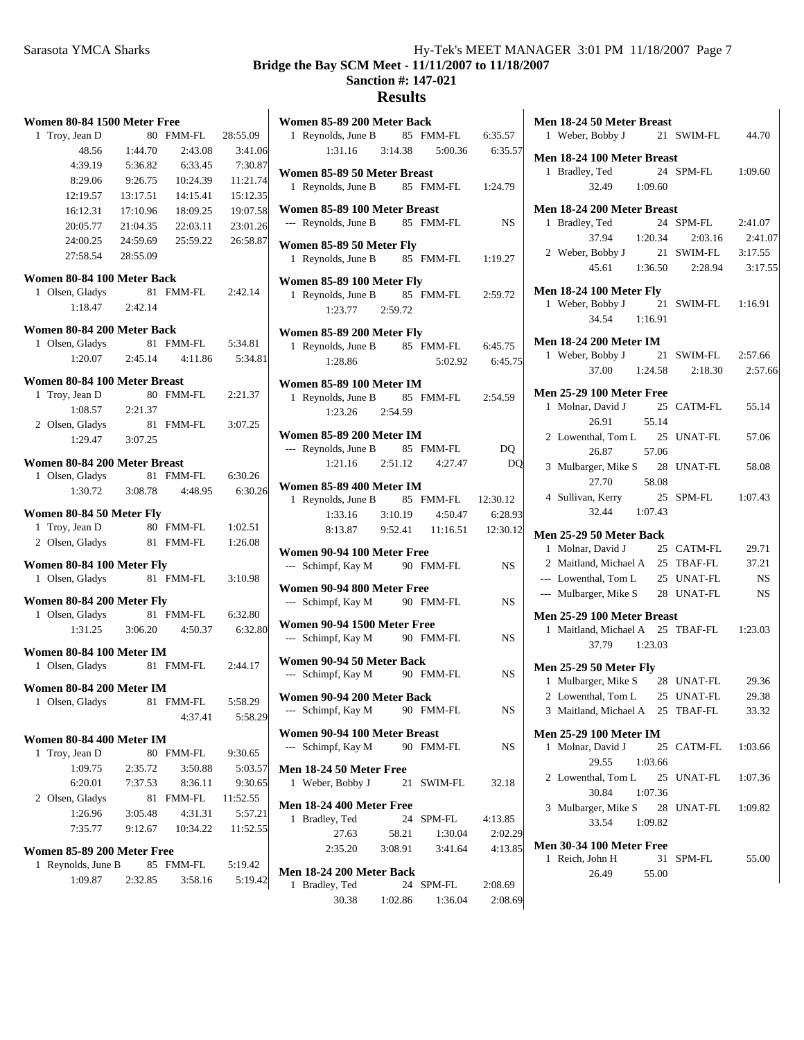# Results

Bridge the Bay SCM Meet - 11/11/2007 to 11/18/2007

Sanction #: 147-021

### Women 80-84 1500 Meter Free

| | Name | Age | Team | Time |
|---|---|---|---|---|
| 1 | Troy, Jean D | 80 | FMM-FL | 28:55.09 |

48.56 1:44.70 2:43.08 3:41.06
4:39.19 5:36.82 6:33.45 7:30.87
8:29.06 9:26.75 10:24.39 11:21.74
12:19.57 13:17.51 14:15.41 15:12.35
16:12.31 17:10.96 18:09.25 19:07.58
20:05.77 21:04.35 22:03.11 23:01.26
24:00.25 24:59.69 25:59.22 26:58.87
27:58.54 28:55.09

### Women 80-84 100 Meter Back

| | Name | Age | Team | Time |
|---|---|---|---|---|
| 1 | Olsen, Gladys | 81 | FMM-FL | 2:42.14 |

1:18.47 2:42.14

### Women 80-84 200 Meter Back

| | Name | Age | Team | Time |
|---|---|---|---|---|
| 1 | Olsen, Gladys | 81 | FMM-FL | 5:34.81 |

1:20.07 2:45.14 4:11.86 5:34.81

### Women 80-84 100 Meter Breast

| | Name | Age | Team | Time |
|---|---|---|---|---|
| 1 | Troy, Jean D | 80 | FMM-FL | 2:21.37 |

1:08.57 2:21.37

| | Name | Age | Team | Time |
|---|---|---|---|---|
| 2 | Olsen, Gladys | 81 | FMM-FL | 3:07.25 |

1:29.47 3:07.25

### Women 80-84 200 Meter Breast

| | Name | Age | Team | Time |
|---|---|---|---|---|
| 1 | Olsen, Gladys | 81 | FMM-FL | 6:30.26 |

1:30.72 3:08.78 4:48.95 6:30.26

### Women 80-84 50 Meter Fly

| | Name | Age | Team | Time |
|---|---|---|---|---|
| 1 | Troy, Jean D | 80 | FMM-FL | 1:02.51 |
| 2 | Olsen, Gladys | 81 | FMM-FL | 1:26.08 |

### Women 80-84 100 Meter Fly

| | Name | Age | Team | Time |
|---|---|---|---|---|
| 1 | Olsen, Gladys | 81 | FMM-FL | 3:10.98 |

### Women 80-84 200 Meter Fly

| | Name | Age | Team | Time |
|---|---|---|---|---|
| 1 | Olsen, Gladys | 81 | FMM-FL | 6:32.80 |

1:31.25 3:06.20 4:50.37 6:32.80

### Women 80-84 100 Meter IM

| | Name | Age | Team | Time |
|---|---|---|---|---|
| 1 | Olsen, Gladys | 81 | FMM-FL | 2:44.17 |

### Women 80-84 200 Meter IM

| | Name | Age | Team | Time |
|---|---|---|---|---|
| 1 | Olsen, Gladys | 81 | FMM-FL | 5:58.29 |

4:37.41 5:58.29

### Women 80-84 400 Meter IM

| | Name | Age | Team | Time |
|---|---|---|---|---|
| 1 | Troy, Jean D | 80 | FMM-FL | 9:30.65 |

1:09.75 2:35.72 3:50.88 5:03.57
6:20.01 7:37.53 8:36.11 9:30.65

| | Name | Age | Team | Time |
|---|---|---|---|---|
| 2 | Olsen, Gladys | 81 | FMM-FL | 11:52.55 |

1:26.96 3:05.48 4:31.31 5:57.21
7:35.77 9:12.67 10:34.22 11:52.55

### Women 85-89 200 Meter Free

| | Name | Age | Team | Time |
|---|---|---|---|---|
| 1 | Reynolds, June B | 85 | FMM-FL | 5:19.42 |

1:09.87 2:32.85 3:58.16 5:19.42

### Women 85-89 200 Meter Back

| | Name | Age | Team | Time |
|---|---|---|---|---|
| 1 | Reynolds, June B | 85 | FMM-FL | 6:35.57 |

1:31.16 3:14.38 5:00.36 6:35.57

### Women 85-89 50 Meter Breast

| | Name | Age | Team | Time |
|---|---|---|---|---|
| 1 | Reynolds, June B | 85 | FMM-FL | 1:24.79 |

### Women 85-89 100 Meter Breast

| | Name | Age | Team | Time |
|---|---|---|---|---|
| --- | Reynolds, June B | 85 | FMM-FL | NS |

### Women 85-89 50 Meter Fly

| | Name | Age | Team | Time |
|---|---|---|---|---|
| 1 | Reynolds, June B | 85 | FMM-FL | 1:19.27 |

### Women 85-89 100 Meter Fly

| | Name | Age | Team | Time |
|---|---|---|---|---|
| 1 | Reynolds, June B | 85 | FMM-FL | 2:59.72 |

1:23.77 2:59.72

### Women 85-89 200 Meter Fly

| | Name | Age | Team | Time |
|---|---|---|---|---|
| 1 | Reynolds, June B | 85 | FMM-FL | 6:45.75 |

1:28.86 5:02.92 6:45.75

### Women 85-89 100 Meter IM

| | Name | Age | Team | Time |
|---|---|---|---|---|
| 1 | Reynolds, June B | 85 | FMM-FL | 2:54.59 |

1:23.26 2:54.59

### Women 85-89 200 Meter IM

| | Name | Age | Team | Time |
|---|---|---|---|---|
| --- | Reynolds, June B | 85 | FMM-FL | DQ |

1:21.16 2:51.12 4:27.47 DQ

### Women 85-89 400 Meter IM

| | Name | Age | Team | Time |
|---|---|---|---|---|
| 1 | Reynolds, June B | 85 | FMM-FL | 12:30.12 |

1:33.16 3:10.19 4:50.47 6:28.93
8:13.87 9:52.41 11:16.51 12:30.12

### Women 90-94 100 Meter Free

| | Name | Age | Team | Time |
|---|---|---|---|---|
| --- | Schimpf, Kay M | 90 | FMM-FL | NS |

### Women 90-94 800 Meter Free

| | Name | Age | Team | Time |
|---|---|---|---|---|
| --- | Schimpf, Kay M | 90 | FMM-FL | NS |

### Women 90-94 1500 Meter Free

| | Name | Age | Team | Time |
|---|---|---|---|---|
| --- | Schimpf, Kay M | 90 | FMM-FL | NS |

### Women 90-94 50 Meter Back

| | Name | Age | Team | Time |
|---|---|---|---|---|
| --- | Schimpf, Kay M | 90 | FMM-FL | NS |

### Women 90-94 200 Meter Back

| | Name | Age | Team | Time |
|---|---|---|---|---|
| --- | Schimpf, Kay M | 90 | FMM-FL | NS |

### Women 90-94 100 Meter Breast

| | Name | Age | Team | Time |
|---|---|---|---|---|
| --- | Schimpf, Kay M | 90 | FMM-FL | NS |

### Men 18-24 50 Meter Free

| | Name | Age | Team | Time |
|---|---|---|---|---|
| 1 | Weber, Bobby J | 21 | SWIM-FL | 32.18 |

### Men 18-24 400 Meter Free

| | Name | Age | Team | Time |
|---|---|---|---|---|
| 1 | Bradley, Ted | 24 | SPM-FL | 4:13.85 |

27.63 58.21 1:30.04 2:02.29
2:35.20 3:08.91 3:41.64 4:13.85

### Men 18-24 200 Meter Back

| | Name | Age | Team | Time |
|---|---|---|---|---|
| 1 | Bradley, Ted | 24 | SPM-FL | 2:08.69 |

30.38 1:02.86 1:36.04 2:08.69

### Men 18-24 50 Meter Breast

| | Name | Age | Team | Time |
|---|---|---|---|---|
| 1 | Weber, Bobby J | 21 | SWIM-FL | 44.70 |

### Men 18-24 100 Meter Breast

| | Name | Age | Team | Time |
|---|---|---|---|---|
| 1 | Bradley, Ted | 24 | SPM-FL | 1:09.60 |

32.49 1:09.60

### Men 18-24 200 Meter Breast

| | Name | Age | Team | Time |
|---|---|---|---|---|
| 1 | Bradley, Ted | 24 | SPM-FL | 2:41.07 |

37.94 1:20.34 2:03.16 2:41.07

| | Name | Age | Team | Time |
|---|---|---|---|---|
| 2 | Weber, Bobby J | 21 | SWIM-FL | 3:17.55 |

45.61 1:36.50 2:28.94 3:17.55

### Men 18-24 100 Meter Fly

| | Name | Age | Team | Time |
|---|---|---|---|---|
| 1 | Weber, Bobby J | 21 | SWIM-FL | 1:16.91 |

34.54 1:16.91

### Men 18-24 200 Meter IM

| | Name | Age | Team | Time |
|---|---|---|---|---|
| 1 | Weber, Bobby J | 21 | SWIM-FL | 2:57.66 |

37.00 1:24.58 2:18.30 2:57.66

### Men 25-29 100 Meter Free

| | Name | Age | Team | Time |
|---|---|---|---|---|
| 1 | Molnar, David J | 25 | CATM-FL | 55.14 |

26.91 55.14

| | Name | Age | Team | Time |
|---|---|---|---|---|
| 2 | Lowenthal, Tom L | 25 | UNAT-FL | 57.06 |

26.87 57.06

| | Name | Age | Team | Time |
|---|---|---|---|---|
| 3 | Mulbarger, Mike S | 28 | UNAT-FL | 58.08 |

27.70 58.08

| | Name | Age | Team | Time |
|---|---|---|---|---|
| 4 | Sullivan, Kerry | 25 | SPM-FL | 1:07.43 |

32.44 1:07.43

### Men 25-29 50 Meter Back

| | Name | Age | Team | Time |
|---|---|---|---|---|
| 1 | Molnar, David J | 25 | CATM-FL | 29.71 |
| 2 | Maitland, Michael A | 25 | TBAF-FL | 37.21 |
| --- | Lowenthal, Tom L | 25 | UNAT-FL | NS |
| --- | Mulbarger, Mike S | 28 | UNAT-FL | NS |

### Men 25-29 100 Meter Breast

| | Name | Age | Team | Time |
|---|---|---|---|---|
| 1 | Maitland, Michael A | 25 | TBAF-FL | 1:23.03 |

37.79 1:23.03

### Men 25-29 50 Meter Fly

| | Name | Age | Team | Time |
|---|---|---|---|---|
| 1 | Mulbarger, Mike S | 28 | UNAT-FL | 29.36 |
| 2 | Lowenthal, Tom L | 25 | UNAT-FL | 29.38 |
| 3 | Maitland, Michael A | 25 | TBAF-FL | 33.32 |

### Men 25-29 100 Meter IM

| | Name | Age | Team | Time |
|---|---|---|---|---|
| 1 | Molnar, David J | 25 | CATM-FL | 1:03.66 |

29.55 1:03.66

| | Name | Age | Team | Time |
|---|---|---|---|---|
| 2 | Lowenthal, Tom L | 25 | UNAT-FL | 1:07.36 |

30.84 1:07.36

| | Name | Age | Team | Time |
|---|---|---|---|---|
| 3 | Mulbarger, Mike S | 28 | UNAT-FL | 1:09.82 |

33.54 1:09.82

### Men 30-34 100 Meter Free

| | Name | Age | Team | Time |
|---|---|---|---|---|
| 1 | Reich, John H | 31 | SPM-FL | 55.00 |

26.49 55.00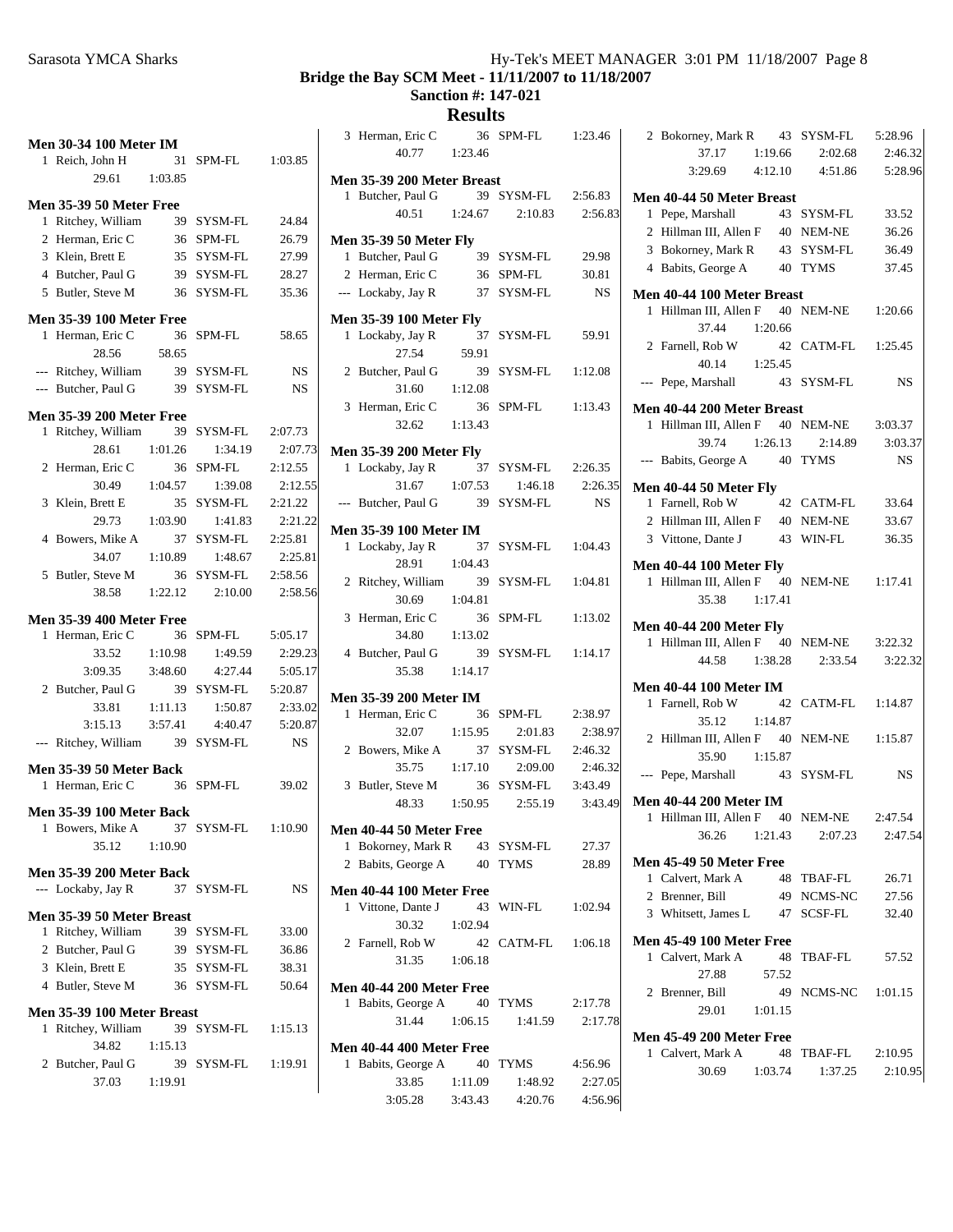## Bridge the Bay SCM Meet - 11/11/2007 to 11/18/2007

**Sanction #: 147-021**

### Results

**Men 30-34 100 Meter IM**

1 Reich, John H 31 SPM-FL 1:03.85
29.61 1:03.85

**Men 35-39 50 Meter Free**

1 Ritchey, William 39 SYSM-FL 24.84
2 Herman, Eric C 36 SPM-FL 26.79
3 Klein, Brett E 35 SYSM-FL 27.99
4 Butcher, Paul G 39 SYSM-FL 28.27
5 Butler, Steve M 36 SYSM-FL 35.36

**Men 35-39 100 Meter Free**

1 Herman, Eric C 36 SPM-FL 58.65
28.56 58.65
--- Ritchey, William 39 SYSM-FL NS
--- Butcher, Paul G 39 SYSM-FL NS

**Men 35-39 200 Meter Free**

1 Ritchey, William 39 SYSM-FL 2:07.73
28.61 1:01.26 1:34.19 2:07.73
2 Herman, Eric C 36 SPM-FL 2:12.55
30.49 1:04.57 1:39.08 2:12.55
3 Klein, Brett E 35 SYSM-FL 2:21.22
29.73 1:03.90 1:41.83 2:21.22
4 Bowers, Mike A 37 SYSM-FL 2:25.81
34.07 1:10.89 1:48.67 2:25.81
5 Butler, Steve M 36 SYSM-FL 2:58.56
38.58 1:22.12 2:10.00 2:58.56

**Men 35-39 400 Meter Free**

1 Herman, Eric C 36 SPM-FL 5:05.17
33.52 1:10.98 1:49.59 2:29.23
3:09.35 3:48.60 4:27.44 5:05.17
2 Butcher, Paul G 39 SYSM-FL 5:20.87
33.81 1:11.13 1:50.87 2:33.02
3:15.13 3:57.41 4:40.47 5:20.87
--- Ritchey, William 39 SYSM-FL NS

**Men 35-39 50 Meter Back**

1 Herman, Eric C 36 SPM-FL 39.02

**Men 35-39 100 Meter Back**

1 Bowers, Mike A 37 SYSM-FL 1:10.90
35.12 1:10.90

**Men 35-39 200 Meter Back**

--- Lockaby, Jay R 37 SYSM-FL NS

**Men 35-39 50 Meter Breast**

1 Ritchey, William 39 SYSM-FL 33.00
2 Butcher, Paul G 39 SYSM-FL 36.86
3 Klein, Brett E 35 SYSM-FL 38.31
4 Butler, Steve M 36 SYSM-FL 50.64

**Men 35-39 100 Meter Breast**

1 Ritchey, William 39 SYSM-FL 1:15.13
34.82 1:15.13
2 Butcher, Paul G 39 SYSM-FL 1:19.91
37.03 1:19.91
3 Herman, Eric C 36 SPM-FL 1:23.46
40.77 1:23.46

**Men 35-39 200 Meter Breast**

1 Butcher, Paul G 39 SYSM-FL 2:56.83
40.51 1:24.67 2:10.83 2:56.83

**Men 35-39 50 Meter Fly**

1 Butcher, Paul G 39 SYSM-FL 29.98
2 Herman, Eric C 36 SPM-FL 30.81
--- Lockaby, Jay R 37 SYSM-FL NS

**Men 35-39 100 Meter Fly**

1 Lockaby, Jay R 37 SYSM-FL 59.91
27.54 59.91
2 Butcher, Paul G 39 SYSM-FL 1:12.08
31.60 1:12.08
3 Herman, Eric C 36 SPM-FL 1:13.43
32.62 1:13.43

**Men 35-39 200 Meter Fly**

1 Lockaby, Jay R 37 SYSM-FL 2:26.35
31.67 1:07.53 1:46.18 2:26.35
--- Butcher, Paul G 39 SYSM-FL NS

**Men 35-39 100 Meter IM**

1 Lockaby, Jay R 37 SYSM-FL 1:04.43
28.91 1:04.43
2 Ritchey, William 39 SYSM-FL 1:04.81
30.69 1:04.81
3 Herman, Eric C 36 SPM-FL 1:13.02
34.80 1:13.02
4 Butcher, Paul G 39 SYSM-FL 1:14.17
35.38 1:14.17

**Men 35-39 200 Meter IM**

1 Herman, Eric C 36 SPM-FL 2:38.97
32.07 1:15.95 2:01.83 2:38.97
2 Bowers, Mike A 37 SYSM-FL 2:46.32
35.75 1:17.10 2:09.00 2:46.32
3 Butler, Steve M 36 SYSM-FL 3:43.49
48.33 1:50.95 2:55.19 3:43.49

**Men 40-44 50 Meter Free**

1 Bokorney, Mark R 43 SYSM-FL 27.37
2 Babits, George A 40 TYMS 28.89

**Men 40-44 100 Meter Free**

1 Vittone, Dante J 43 WIN-FL 1:02.94
30.32 1:02.94
2 Farnell, Rob W 42 CATM-FL 1:06.18
31.35 1:06.18

**Men 40-44 200 Meter Free**

1 Babits, George A 40 TYMS 2:17.78
31.44 1:06.15 1:41.59 2:17.78

**Men 40-44 400 Meter Free**

1 Babits, George A 40 TYMS 4:56.96
33.85 1:11.09 1:48.92 2:27.05
3:05.28 3:43.43 4:20.76 4:56.96
2 Bokorney, Mark R 43 SYSM-FL 5:28.96
37.17 1:19.66 2:02.68 2:46.32
3:29.69 4:12.10 4:51.86 5:28.96

**Men 40-44 50 Meter Breast**

1 Pepe, Marshall 43 SYSM-FL 33.52
2 Hillman III, Allen F 40 NEM-NE 36.26
3 Bokorney, Mark R 43 SYSM-FL 36.49
4 Babits, George A 40 TYMS 37.45

**Men 40-44 100 Meter Breast**

1 Hillman III, Allen F 40 NEM-NE 1:20.66
37.44 1:20.66
2 Farnell, Rob W 42 CATM-FL 1:25.45
40.14 1:25.45
--- Pepe, Marshall 43 SYSM-FL NS

**Men 40-44 200 Meter Breast**

1 Hillman III, Allen F 40 NEM-NE 3:03.37
39.74 1:26.13 2:14.89 3:03.37
--- Babits, George A 40 TYMS NS

**Men 40-44 50 Meter Fly**

1 Farnell, Rob W 42 CATM-FL 33.64
2 Hillman III, Allen F 40 NEM-NE 33.67
3 Vittone, Dante J 43 WIN-FL 36.35

**Men 40-44 100 Meter Fly**

1 Hillman III, Allen F 40 NEM-NE 1:17.41
35.38 1:17.41

**Men 40-44 200 Meter Fly**

1 Hillman III, Allen F 40 NEM-NE 3:22.32
44.58 1:38.28 2:33.54 3:22.32

**Men 40-44 100 Meter IM**

1 Farnell, Rob W 42 CATM-FL 1:14.87
35.12 1:14.87
2 Hillman III, Allen F 40 NEM-NE 1:15.87
35.90 1:15.87
--- Pepe, Marshall 43 SYSM-FL NS

**Men 40-44 200 Meter IM**

1 Hillman III, Allen F 40 NEM-NE 2:47.54
36.26 1:21.43 2:07.23 2:47.54

**Men 45-49 50 Meter Free**

1 Calvert, Mark A 48 TBAF-FL 26.71
2 Brenner, Bill 49 NCMS-NC 27.56
3 Whitsett, James L 47 SCSF-FL 32.40

**Men 45-49 100 Meter Free**

1 Calvert, Mark A 48 TBAF-FL 57.52
27.88 57.52
2 Brenner, Bill 49 NCMS-NC 1:01.15
29.01 1:01.15

**Men 45-49 200 Meter Free**

1 Calvert, Mark A 48 TBAF-FL 2:10.95
30.69 1:03.74 1:37.25 2:10.95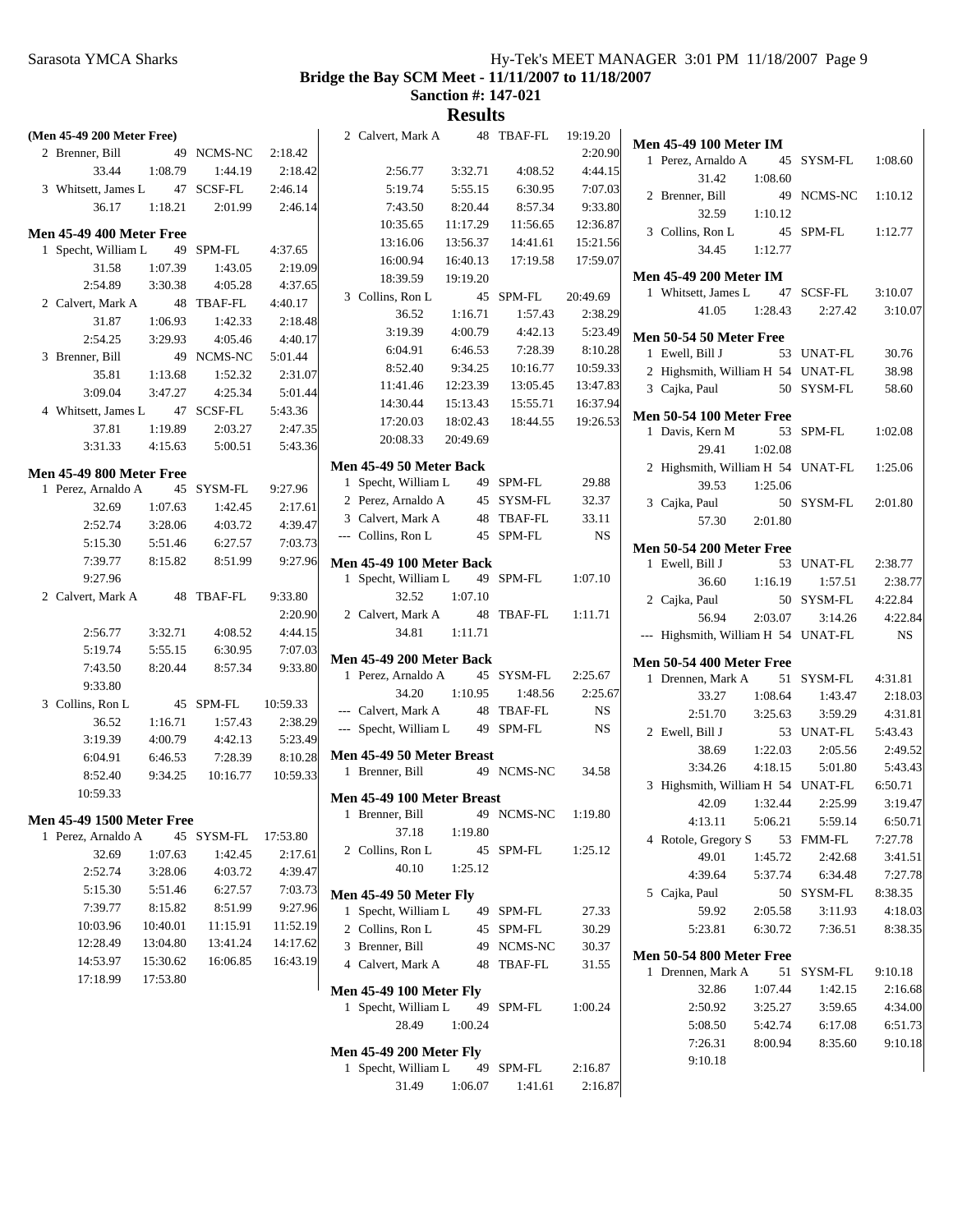**Bridge the Bay SCM Meet - 11/11/2007 to 11/18/2007**
**Sanction #: 147-021**
**Results**

**(Men 45-49 200 Meter Free)**

2 Brenner, Bill 49 NCMS-NC 2:18.42
33.44 1:08.79 1:44.19 2:18.42

3 Whitsett, James L 47 SCSF-FL 2:46.14
36.17 1:18.21 2:01.99 2:46.14

**Men 45-49 400 Meter Free**

1 Specht, William L 49 SPM-FL 4:37.65
31.58 1:07.39 1:43.05 2:19.09
2:54.89 3:30.38 4:05.28 4:37.65

2 Calvert, Mark A 48 TBAF-FL 4:40.17
31.87 1:06.93 1:42.33 2:18.48
2:54.25 3:29.93 4:05.46 4:40.17

3 Brenner, Bill 49 NCMS-NC 5:01.44
35.81 1:13.68 1:52.32 2:31.07
3:09.04 3:47.27 4:25.34 5:01.44

4 Whitsett, James L 47 SCSF-FL 5:43.36
37.81 1:19.89 2:03.27 2:47.35
3:31.33 4:15.63 5:00.51 5:43.36

**Men 45-49 800 Meter Free**

1 Perez, Arnaldo A 45 SYSM-FL 9:27.96
32.69 1:07.63 1:42.45 2:17.61
2:52.74 3:28.06 4:03.72 4:39.47
5:15.30 5:51.46 6:27.57 7:03.73
7:39.77 8:15.82 8:51.99 9:27.96
9:27.96

2 Calvert, Mark A 48 TBAF-FL 9:33.80
2:20.90
2:56.77 3:32.71 4:08.52 4:44.15
5:19.74 5:55.15 6:30.95 7:07.03
7:43.50 8:20.44 8:57.34 9:33.80
9:33.80

3 Collins, Ron L 45 SPM-FL 10:59.33
36.52 1:16.71 1:57.43 2:38.29
3:19.39 4:00.79 4:42.13 5:23.49
6:04.91 6:46.53 7:28.39 8:10.28
8:52.40 9:34.25 10:16.77 10:59.33
10:59.33

**Men 45-49 1500 Meter Free**

1 Perez, Arnaldo A 45 SYSM-FL 17:53.80
32.69 1:07.63 1:42.45 2:17.61
2:52.74 3:28.06 4:03.72 4:39.47
5:15.30 5:51.46 6:27.57 7:03.73
7:39.77 8:15.82 8:51.99 9:27.96
10:03.96 10:40.01 11:15.91 11:52.19
12:28.49 13:04.80 13:41.24 14:17.62
14:53.97 15:30.62 16:06.85 16:43.19
17:18.99 17:53.80

2 Calvert, Mark A 48 TBAF-FL 19:19.20
2:20.90
2:56.77 3:32.71 4:08.52 4:44.15
5:19.74 5:55.15 6:30.95 7:07.03
7:43.50 8:20.44 8:57.34 9:33.80
10:35.65 11:17.29 11:56.65 12:36.87
13:16.06 13:56.37 14:41.61 15:21.56
16:00.94 16:40.13 17:19.58 17:59.07
18:39.59 19:19.20

3 Collins, Ron L 45 SPM-FL 20:49.69
36.52 1:16.71 1:57.43 2:38.29
3:19.39 4:00.79 4:42.13 5:23.49
6:04.91 6:46.53 7:28.39 8:10.28
8:52.40 9:34.25 10:16.77 10:59.33
11:41.46 12:23.39 13:05.45 13:47.83
14:30.44 15:13.43 15:55.71 16:37.94
17:20.03 18:02.43 18:44.55 19:26.53
20:08.33 20:49.69

**Men 45-49 50 Meter Back**

1 Specht, William L 49 SPM-FL 29.88
2 Perez, Arnaldo A 45 SYSM-FL 32.37
3 Calvert, Mark A 48 TBAF-FL 33.11
--- Collins, Ron L 45 SPM-FL NS

**Men 45-49 100 Meter Back**

1 Specht, William L 49 SPM-FL 1:07.10
32.52 1:07.10

2 Calvert, Mark A 48 TBAF-FL 1:11.71
34.81 1:11.71

**Men 45-49 200 Meter Back**

1 Perez, Arnaldo A 45 SYSM-FL 2:25.67
34.20 1:10.95 1:48.56 2:25.67

--- Calvert, Mark A 48 TBAF-FL NS
--- Specht, William L 49 SPM-FL NS

**Men 45-49 50 Meter Breast**

1 Brenner, Bill 49 NCMS-NC 34.58

**Men 45-49 100 Meter Breast**

1 Brenner, Bill 49 NCMS-NC 1:19.80
37.18 1:19.80

2 Collins, Ron L 45 SPM-FL 1:25.12
40.10 1:25.12

**Men 45-49 50 Meter Fly**

1 Specht, William L 49 SPM-FL 27.33
2 Collins, Ron L 45 SPM-FL 30.29
3 Brenner, Bill 49 NCMS-NC 30.37
4 Calvert, Mark A 48 TBAF-FL 31.55

**Men 45-49 100 Meter Fly**

1 Specht, William L 49 SPM-FL 1:00.24
28.49 1:00.24

**Men 45-49 200 Meter Fly**

1 Specht, William L 49 SPM-FL 2:16.87
31.49 1:06.07 1:41.61 2:16.87

**Men 45-49 100 Meter IM**

1 Perez, Arnaldo A 45 SYSM-FL 1:08.60
31.42 1:08.60

2 Brenner, Bill 49 NCMS-NC 1:10.12
32.59 1:10.12

3 Collins, Ron L 45 SPM-FL 1:12.77
34.45 1:12.77

**Men 45-49 200 Meter IM**

1 Whitsett, James L 47 SCSF-FL 3:10.07
41.05 1:28.43 2:27.42 3:10.07

**Men 50-54 50 Meter Free**

1 Ewell, Bill J 53 UNAT-FL 30.76
2 Highsmith, William H 54 UNAT-FL 38.98
3 Cajka, Paul 50 SYSM-FL 58.60

**Men 50-54 100 Meter Free**

1 Davis, Kern M 53 SPM-FL 1:02.08
29.41 1:02.08

2 Highsmith, William H 54 UNAT-FL 1:25.06
39.53 1:25.06

3 Cajka, Paul 50 SYSM-FL 2:01.80
57.30 2:01.80

**Men 50-54 200 Meter Free**

1 Ewell, Bill J 53 UNAT-FL 2:38.77
36.60 1:16.19 1:57.51 2:38.77

2 Cajka, Paul 50 SYSM-FL 4:22.84
56.94 2:03.07 3:14.26 4:22.84

--- Highsmith, William H 54 UNAT-FL NS

**Men 50-54 400 Meter Free**

1 Drennen, Mark A 51 SYSM-FL 4:31.81
33.27 1:08.64 1:43.47 2:18.03
2:51.70 3:25.63 3:59.29 4:31.81

2 Ewell, Bill J 53 UNAT-FL 5:43.43
38.69 1:22.03 2:05.56 2:49.52
3:34.26 4:18.15 5:01.80 5:43.43

3 Highsmith, William H 54 UNAT-FL 6:50.71
42.09 1:32.44 2:25.99 3:19.47
4:13.11 5:06.21 5:59.14 6:50.71

4 Rotole, Gregory S 53 FMM-FL 7:27.78
49.01 1:45.72 2:42.68 3:41.51
4:39.64 5:37.74 6:34.48 7:27.78

5 Cajka, Paul 50 SYSM-FL 8:38.35
59.92 2:05.58 3:11.93 4:18.03
5:23.81 6:30.72 7:36.51 8:38.35

**Men 50-54 800 Meter Free**

1 Drennen, Mark A 51 SYSM-FL 9:10.18
32.86 1:07.44 1:42.15 2:16.68
2:50.92 3:25.27 3:59.65 4:34.00
5:08.50 5:42.74 6:17.08 6:51.73
7:26.31 8:00.94 8:35.60 9:10.18
9:10.18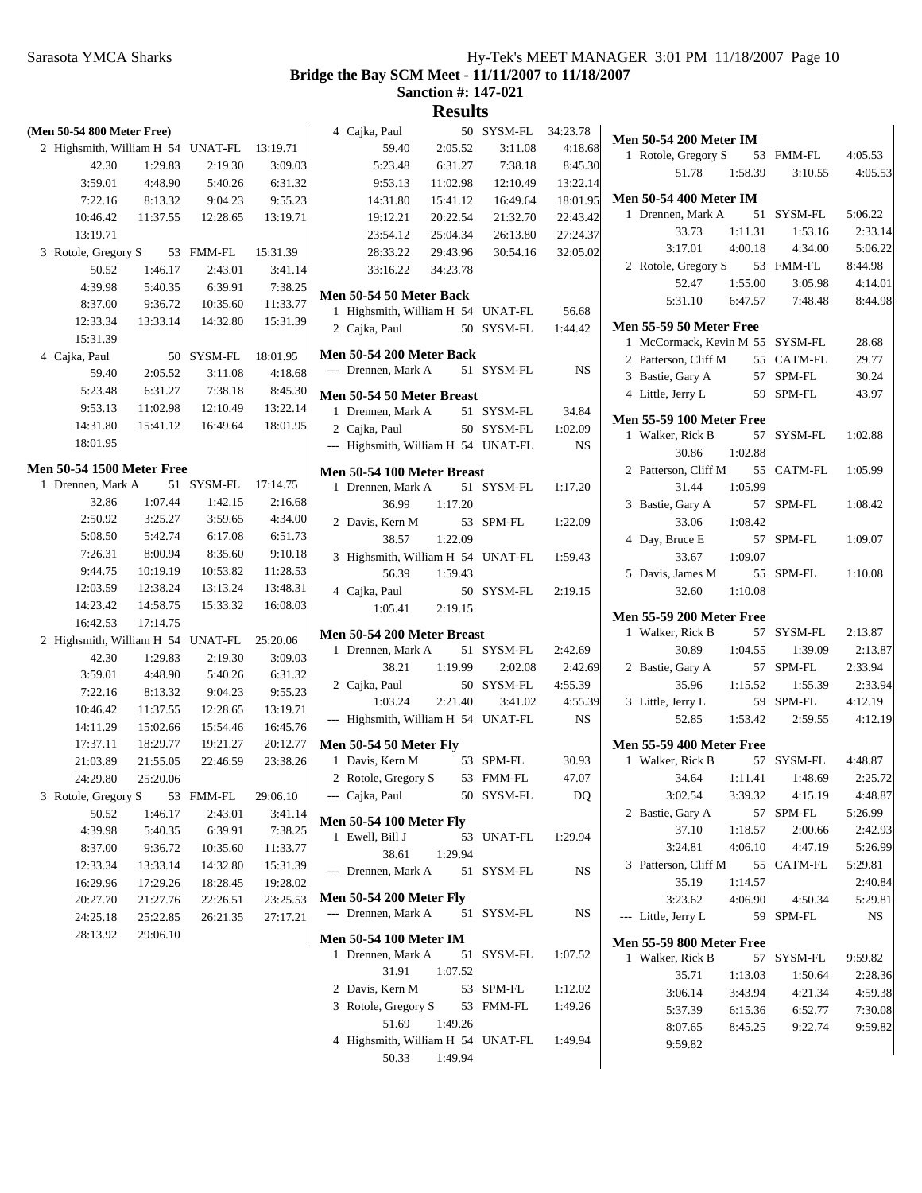**Bridge the Bay SCM Meet - 11/11/2007 to 11/18/2007**

**Sanction #: 147-021**

## Results

### (Men 50-54 800 Meter Free)

| Place | Name | Age | Team | Time |
|---|---|---|---|---|
| 2 | Highsmith, William H | 54 | UNAT-FL | 13:19.71 |
| | 42.30 | 1:29.83 | 2:19.30 | 3:09.03 |
| | 3:59.01 | 4:48.90 | 5:40.26 | 6:31.32 |
| | 7:22.16 | 8:13.32 | 9:04.23 | 9:55.23 |
| | 10:46.42 | 11:37.55 | 12:28.65 | 13:19.71 |
| | 13:19.71 | | | |
| 3 | Rotole, Gregory S | 53 | FMM-FL | 15:31.39 |
| | 50.52 | 1:46.17 | 2:43.01 | 3:41.14 |
| | 4:39.98 | 5:40.35 | 6:39.91 | 7:38.25 |
| | 8:37.00 | 9:36.72 | 10:35.60 | 11:33.77 |
| | 12:33.34 | 13:33.14 | 14:32.80 | 15:31.39 |
| | 15:31.39 | | | |
| 4 | Cajka, Paul | 50 | SYSM-FL | 18:01.95 |
| | 59.40 | 2:05.52 | 3:11.08 | 4:18.68 |
| | 5:23.48 | 6:31.27 | 7:38.18 | 8:45.30 |
| | 9:53.13 | 11:02.98 | 12:10.49 | 13:22.14 |
| | 14:31.80 | 15:41.12 | 16:49.64 | 18:01.95 |
| | 18:01.95 | | | |

### Men 50-54 1500 Meter Free

| Place | Name | Age | Team | Time |
|---|---|---|---|---|
| 1 | Drennen, Mark A | 51 | SYSM-FL | 17:14.75 |
| | 32.86 | 1:07.44 | 1:42.15 | 2:16.68 |
| | 2:50.92 | 3:25.27 | 3:59.65 | 4:34.00 |
| | 5:08.50 | 5:42.74 | 6:17.08 | 6:51.73 |
| | 7:26.31 | 8:00.94 | 8:35.60 | 9:10.18 |
| | 9:44.75 | 10:19.19 | 10:53.82 | 11:28.53 |
| | 12:03.59 | 12:38.24 | 13:13.24 | 13:48.31 |
| | 14:23.42 | 14:58.75 | 15:33.32 | 16:08.03 |
| | 16:42.53 | 17:14.75 | | |
| 2 | Highsmith, William H | 54 | UNAT-FL | 25:20.06 |
| | 42.30 | 1:29.83 | 2:19.30 | 3:09.03 |
| | 3:59.01 | 4:48.90 | 5:40.26 | 6:31.32 |
| | 7:22.16 | 8:13.32 | 9:04.23 | 9:55.23 |
| | 10:46.42 | 11:37.55 | 12:28.65 | 13:19.71 |
| | 14:11.29 | 15:02.66 | 15:54.46 | 16:45.76 |
| | 17:37.11 | 18:29.77 | 19:21.27 | 20:12.77 |
| | 21:03.89 | 21:55.05 | 22:46.59 | 23:38.26 |
| | 24:29.80 | 25:20.06 | | |
| 3 | Rotole, Gregory S | 53 | FMM-FL | 29:06.10 |
| | 50.52 | 1:46.17 | 2:43.01 | 3:41.14 |
| | 4:39.98 | 5:40.35 | 6:39.91 | 7:38.25 |
| | 8:37.00 | 9:36.72 | 10:35.60 | 11:33.77 |
| | 12:33.34 | 13:33.14 | 14:32.80 | 15:31.39 |
| | 16:29.96 | 17:29.26 | 18:28.45 | 19:28.02 |
| | 20:27.70 | 21:27.76 | 22:26.51 | 23:25.53 |
| | 24:25.18 | 25:22.85 | 26:21.35 | 27:17.21 |
| | 28:13.92 | 29:06.10 | | |
| 4 | Cajka, Paul | 50 | SYSM-FL | 34:23.78 |
| | 59.40 | 2:05.52 | 3:11.08 | 4:18.68 |
| | 5:23.48 | 6:31.27 | 7:38.18 | 8:45.30 |
| | 9:53.13 | 11:02.98 | 12:10.49 | 13:22.14 |
| | 14:31.80 | 15:41.12 | 16:49.64 | 18:01.95 |
| | 19:12.21 | 20:22.54 | 21:32.70 | 22:43.42 |
| | 23:54.12 | 25:04.34 | 26:13.80 | 27:24.37 |
| | 28:33.22 | 29:43.96 | 30:54.16 | 32:05.02 |
| | 33:16.22 | 34:23.78 | | |

### Men 50-54 50 Meter Back

| Place | Name | Age | Team | Time |
|---|---|---|---|---|
| 1 | Highsmith, William H | 54 | UNAT-FL | 56.68 |
| 2 | Cajka, Paul | 50 | SYSM-FL | 1:44.42 |

### Men 50-54 200 Meter Back

| Place | Name | Age | Team | Time |
|---|---|---|---|---|
| --- | Drennen, Mark A | 51 | SYSM-FL | NS |

### Men 50-54 50 Meter Breast

| Place | Name | Age | Team | Time |
|---|---|---|---|---|
| 1 | Drennen, Mark A | 51 | SYSM-FL | 34.84 |
| 2 | Cajka, Paul | 50 | SYSM-FL | 1:02.09 |
| --- | Highsmith, William H | 54 | UNAT-FL | NS |

### Men 50-54 100 Meter Breast

| Place | Name | Age | Team | Time |
|---|---|---|---|---|
| 1 | Drennen, Mark A | 51 | SYSM-FL | 1:17.20 |
| | 36.99 | 1:17.20 | | |
| 2 | Davis, Kern M | 53 | SPM-FL | 1:22.09 |
| | 38.57 | 1:22.09 | | |
| 3 | Highsmith, William H | 54 | UNAT-FL | 1:59.43 |
| | 56.39 | 1:59.43 | | |
| 4 | Cajka, Paul | 50 | SYSM-FL | 2:19.15 |
| | 1:05.41 | 2:19.15 | | |

### Men 50-54 200 Meter Breast

| Place | Name | Age | Team | Time |
|---|---|---|---|---|
| 1 | Drennen, Mark A | 51 | SYSM-FL | 2:42.69 |
| | 38.21 | 1:19.99 | 2:02.08 | 2:42.69 |
| 2 | Cajka, Paul | 50 | SYSM-FL | 4:55.39 |
| | 1:03.24 | 2:21.40 | 3:41.02 | 4:55.39 |
| --- | Highsmith, William H | 54 | UNAT-FL | NS |

### Men 50-54 50 Meter Fly

| Place | Name | Age | Team | Time |
|---|---|---|---|---|
| 1 | Davis, Kern M | 53 | SPM-FL | 30.93 |
| 2 | Rotole, Gregory S | 53 | FMM-FL | 47.07 |
| --- | Cajka, Paul | 50 | SYSM-FL | DQ |

### Men 50-54 100 Meter Fly

| Place | Name | Age | Team | Time |
|---|---|---|---|---|
| 1 | Ewell, Bill J | 53 | UNAT-FL | 1:29.94 |
| | 38.61 | 1:29.94 | | |
| --- | Drennen, Mark A | 51 | SYSM-FL | NS |

### Men 50-54 200 Meter Fly

| Place | Name | Age | Team | Time |
|---|---|---|---|---|
| --- | Drennen, Mark A | 51 | SYSM-FL | NS |

### Men 50-54 100 Meter IM

| Place | Name | Age | Team | Time |
|---|---|---|---|---|
| 1 | Drennen, Mark A | 51 | SYSM-FL | 1:07.52 |
| | 31.91 | 1:07.52 | | |
| 2 | Davis, Kern M | 53 | SPM-FL | 1:12.02 |
| 3 | Rotole, Gregory S | 53 | FMM-FL | 1:49.26 |
| | 51.69 | 1:49.26 | | |
| 4 | Highsmith, William H | 54 | UNAT-FL | 1:49.94 |
| | 50.33 | 1:49.94 | | |

### Men 50-54 200 Meter IM

| Place | Name | Age | Team | Time |
|---|---|---|---|---|
| 1 | Rotole, Gregory S | 53 | FMM-FL | 4:05.53 |
| | 51.78 | 1:58.39 | 3:10.55 | 4:05.53 |

### Men 50-54 400 Meter IM

| Place | Name | Age | Team | Time |
|---|---|---|---|---|
| 1 | Drennen, Mark A | 51 | SYSM-FL | 5:06.22 |
| | 33.73 | 1:11.31 | 1:53.16 | 2:33.14 |
| | 3:17.01 | 4:00.18 | 4:34.00 | 5:06.22 |
| 2 | Rotole, Gregory S | 53 | FMM-FL | 8:44.98 |
| | 52.47 | 1:55.00 | 3:05.98 | 4:14.01 |
| | 5:31.10 | 6:47.57 | 7:48.48 | 8:44.98 |

### Men 55-59 50 Meter Free

| Place | Name | Age | Team | Time |
|---|---|---|---|---|
| 1 | McCormack, Kevin M | 55 | SYSM-FL | 28.68 |
| 2 | Patterson, Cliff M | 55 | CATM-FL | 29.77 |
| 3 | Bastie, Gary A | 57 | SPM-FL | 30.24 |
| 4 | Little, Jerry L | 59 | SPM-FL | 43.97 |

### Men 55-59 100 Meter Free

| Place | Name | Age | Team | Time |
|---|---|---|---|---|
| 1 | Walker, Rick B | 57 | SYSM-FL | 1:02.88 |
| | 30.86 | 1:02.88 | | |
| 2 | Patterson, Cliff M | 55 | CATM-FL | 1:05.99 |
| | 31.44 | 1:05.99 | | |
| 3 | Bastie, Gary A | 57 | SPM-FL | 1:08.42 |
| | 33.06 | 1:08.42 | | |
| 4 | Day, Bruce E | 57 | SPM-FL | 1:09.07 |
| | 33.67 | 1:09.07 | | |
| 5 | Davis, James M | 55 | SPM-FL | 1:10.08 |
| | 32.60 | 1:10.08 | | |

### Men 55-59 200 Meter Free

| Place | Name | Age | Team | Time |
|---|---|---|---|---|
| 1 | Walker, Rick B | 57 | SYSM-FL | 2:13.87 |
| | 30.89 | 1:04.55 | 1:39.09 | 2:13.87 |
| 2 | Bastie, Gary A | 57 | SPM-FL | 2:33.94 |
| | 35.96 | 1:15.52 | 1:55.39 | 2:33.94 |
| 3 | Little, Jerry L | 59 | SPM-FL | 4:12.19 |
| | 52.85 | 1:53.42 | 2:59.55 | 4:12.19 |

### Men 55-59 400 Meter Free

| Place | Name | Age | Team | Time |
|---|---|---|---|---|
| 1 | Walker, Rick B | 57 | SYSM-FL | 4:48.87 |
| | 34.64 | 1:11.41 | 1:48.69 | 2:25.72 |
| | 3:02.54 | 3:39.32 | 4:15.19 | 4:48.87 |
| 2 | Bastie, Gary A | 57 | SPM-FL | 5:26.99 |
| | 37.10 | 1:18.57 | 2:00.66 | 2:42.93 |
| | 3:24.81 | 4:06.10 | 4:47.19 | 5:26.99 |
| 3 | Patterson, Cliff M | 55 | CATM-FL | 5:29.81 |
| | 35.19 | 1:14.57 | | 2:40.84 |
| | 3:23.62 | 4:06.90 | 4:50.34 | 5:29.81 |
| --- | Little, Jerry L | 59 | SPM-FL | NS |

### Men 55-59 800 Meter Free

| Place | Name | Age | Team | Time |
|---|---|---|---|---|
| 1 | Walker, Rick B | 57 | SYSM-FL | 9:59.82 |
| | 35.71 | 1:13.03 | 1:50.64 | 2:28.36 |
| | 3:06.14 | 3:43.94 | 4:21.34 | 4:59.38 |
| | 5:37.39 | 6:15.36 | 6:52.77 | 7:30.08 |
| | 8:07.65 | 8:45.25 | 9:22.74 | 9:59.82 |
| | 9:59.82 | | | |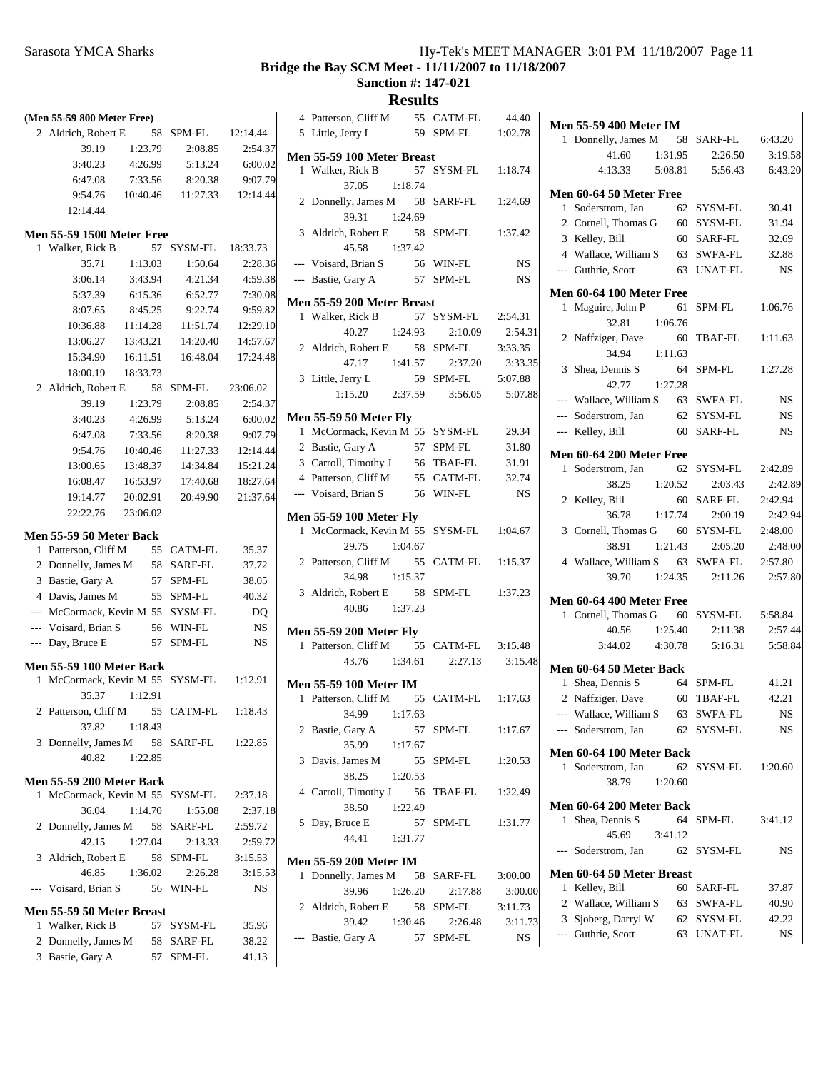**Bridge the Bay SCM Meet - 11/11/2007 to 11/18/2007**

**Sanction #: 147-021**

## Results

### (Men 55-59 800 Meter Free)

2 Aldrich, Robert E 58 SPM-FL 12:14.44
39.19 1:23.79 2:08.85 2:54.37
3:40.23 4:26.99 5:13.24 6:00.02
6:47.08 7:33.56 8:20.38 9:07.79
9:54.76 10:40.46 11:27.33 12:14.44
12:14.44

### Men 55-59 1500 Meter Free

1 Walker, Rick B 57 SYSM-FL 18:33.73
35.71 1:13.03 1:50.64 2:28.36
3:06.14 3:43.94 4:21.34 4:59.38
5:37.39 6:15.36 6:52.77 7:30.08
8:07.65 8:45.25 9:22.74 9:59.82
10:36.88 11:14.28 11:51.74 12:29.10
13:06.27 13:43.21 14:20.40 14:57.67
15:34.90 16:11.51 16:48.04 17:24.48
18:00.19 18:33.73

2 Aldrich, Robert E 58 SPM-FL 23:06.02
39.19 1:23.79 2:08.85 2:54.37
3:40.23 4:26.99 5:13.24 6:00.02
6:47.08 7:33.56 8:20.38 9:07.79
9:54.76 10:40.46 11:27.33 12:14.44
13:00.65 13:48.37 14:34.84 15:21.24
16:08.47 16:53.97 17:40.68 18:27.64
19:14.77 20:02.91 20:49.90 21:37.64
22:22.76 23:06.02

### Men 55-59 50 Meter Back

1 Patterson, Cliff M 55 CATM-FL 35.37
2 Donnelly, James M 58 SARF-FL 37.72
3 Bastie, Gary A 57 SPM-FL 38.05
4 Davis, James M 55 SPM-FL 40.32
--- McCormack, Kevin M 55 SYSM-FL DQ
--- Voisard, Brian S 56 WIN-FL NS
--- Day, Bruce E 57 SPM-FL NS

### Men 55-59 100 Meter Back

1 McCormack, Kevin M 55 SYSM-FL 1:12.91
35.37 1:12.91
2 Patterson, Cliff M 55 CATM-FL 1:18.43
37.82 1:18.43
3 Donnelly, James M 58 SARF-FL 1:22.85
40.82 1:22.85

### Men 55-59 200 Meter Back

1 McCormack, Kevin M 55 SYSM-FL 2:37.18
36.04 1:14.70 1:55.08 2:37.18
2 Donnelly, James M 58 SARF-FL 2:59.72
42.15 1:27.04 2:13.33 2:59.72
3 Aldrich, Robert E 58 SPM-FL 3:15.53
46.85 1:36.02 2:26.28 3:15.53
--- Voisard, Brian S 56 WIN-FL NS

### Men 55-59 50 Meter Breast

1 Walker, Rick B 57 SYSM-FL 35.96
2 Donnelly, James M 58 SARF-FL 38.22
3 Bastie, Gary A 57 SPM-FL 41.13
4 Patterson, Cliff M 55 CATM-FL 44.40
5 Little, Jerry L 59 SPM-FL 1:02.78

### Men 55-59 100 Meter Breast

1 Walker, Rick B 57 SYSM-FL 1:18.74
37.05 1:18.74
2 Donnelly, James M 58 SARF-FL 1:24.69
39.31 1:24.69
3 Aldrich, Robert E 58 SPM-FL 1:37.42
45.58 1:37.42
--- Voisard, Brian S 56 WIN-FL NS
--- Bastie, Gary A 57 SPM-FL NS

### Men 55-59 200 Meter Breast

1 Walker, Rick B 57 SYSM-FL 2:54.31
40.27 1:24.93 2:10.09 2:54.31
2 Aldrich, Robert E 58 SPM-FL 3:33.35
47.17 1:41.57 2:37.20 3:33.35
3 Little, Jerry L 59 SPM-FL 5:07.88
1:15.20 2:37.59 3:56.05 5:07.88

### Men 55-59 50 Meter Fly

1 McCormack, Kevin M 55 SYSM-FL 29.34
2 Bastie, Gary A 57 SPM-FL 31.80
3 Carroll, Timothy J 56 TBAF-FL 31.91
4 Patterson, Cliff M 55 CATM-FL 32.74
--- Voisard, Brian S 56 WIN-FL NS

### Men 55-59 100 Meter Fly

1 McCormack, Kevin M 55 SYSM-FL 1:04.67
29.75 1:04.67
2 Patterson, Cliff M 55 CATM-FL 1:15.37
34.98 1:15.37
3 Aldrich, Robert E 58 SPM-FL 1:37.23
40.86 1:37.23

### Men 55-59 200 Meter Fly

1 Patterson, Cliff M 55 CATM-FL 3:15.48
43.76 1:34.61 2:27.13 3:15.48

### Men 55-59 100 Meter IM

1 Patterson, Cliff M 55 CATM-FL 1:17.63
34.99 1:17.63
2 Bastie, Gary A 57 SPM-FL 1:17.67
35.99 1:17.67
3 Davis, James M 55 SPM-FL 1:20.53
38.25 1:20.53
4 Carroll, Timothy J 56 TBAF-FL 1:22.49
38.50 1:22.49
5 Day, Bruce E 57 SPM-FL 1:31.77
44.41 1:31.77

### Men 55-59 200 Meter IM

1 Donnelly, James M 58 SARF-FL 3:00.00
39.96 1:26.20 2:17.88 3:00.00
2 Aldrich, Robert E 58 SPM-FL 3:11.73
39.42 1:30.46 2:26.48 3:11.73
--- Bastie, Gary A 57 SPM-FL NS

### Men 55-59 400 Meter IM

1 Donnelly, James M 58 SARF-FL 6:43.20
41.60 1:31.95 2:26.50 3:19.58
4:13.33 5:08.81 5:56.43 6:43.20

### Men 60-64 50 Meter Free

1 Soderstrom, Jan 62 SYSM-FL 30.41
2 Cornell, Thomas G 60 SYSM-FL 31.94
3 Kelley, Bill 60 SARF-FL 32.69
4 Wallace, William S 63 SWFA-FL 32.88
--- Guthrie, Scott 63 UNAT-FL NS

### Men 60-64 100 Meter Free

1 Maguire, John P 61 SPM-FL 1:06.76
32.81 1:06.76
2 Naffziger, Dave 60 TBAF-FL 1:11.63
34.94 1:11.63
3 Shea, Dennis S 64 SPM-FL 1:27.28
42.77 1:27.28
--- Wallace, William S 63 SWFA-FL NS
--- Soderstrom, Jan 62 SYSM-FL NS
--- Kelley, Bill 60 SARF-FL NS

### Men 60-64 200 Meter Free

1 Soderstrom, Jan 62 SYSM-FL 2:42.89
38.25 1:20.52 2:03.43 2:42.89
2 Kelley, Bill 60 SARF-FL 2:42.94
36.78 1:17.74 2:00.19 2:42.94
3 Cornell, Thomas G 60 SYSM-FL 2:48.00
38.91 1:21.43 2:05.20 2:48.00
4 Wallace, William S 63 SWFA-FL 2:57.80
39.70 1:24.35 2:11.26 2:57.80

### Men 60-64 400 Meter Free

1 Cornell, Thomas G 60 SYSM-FL 5:58.84
40.56 1:25.40 2:11.38 2:57.44
3:44.02 4:30.78 5:16.31 5:58.84

### Men 60-64 50 Meter Back

1 Shea, Dennis S 64 SPM-FL 41.21
2 Naffziger, Dave 60 TBAF-FL 42.21
--- Wallace, William S 63 SWFA-FL NS
--- Soderstrom, Jan 62 SYSM-FL NS

### Men 60-64 100 Meter Back

1 Soderstrom, Jan 62 SYSM-FL 1:20.60
38.79 1:20.60

### Men 60-64 200 Meter Back

1 Shea, Dennis S 64 SPM-FL 3:41.12
45.69 3:41.12
--- Soderstrom, Jan 62 SYSM-FL NS

### Men 60-64 50 Meter Breast

1 Kelley, Bill 60 SARF-FL 37.87
2 Wallace, William S 63 SWFA-FL 40.90
3 Sjoberg, Darryl W 62 SYSM-FL 42.22
--- Guthrie, Scott 63 UNAT-FL NS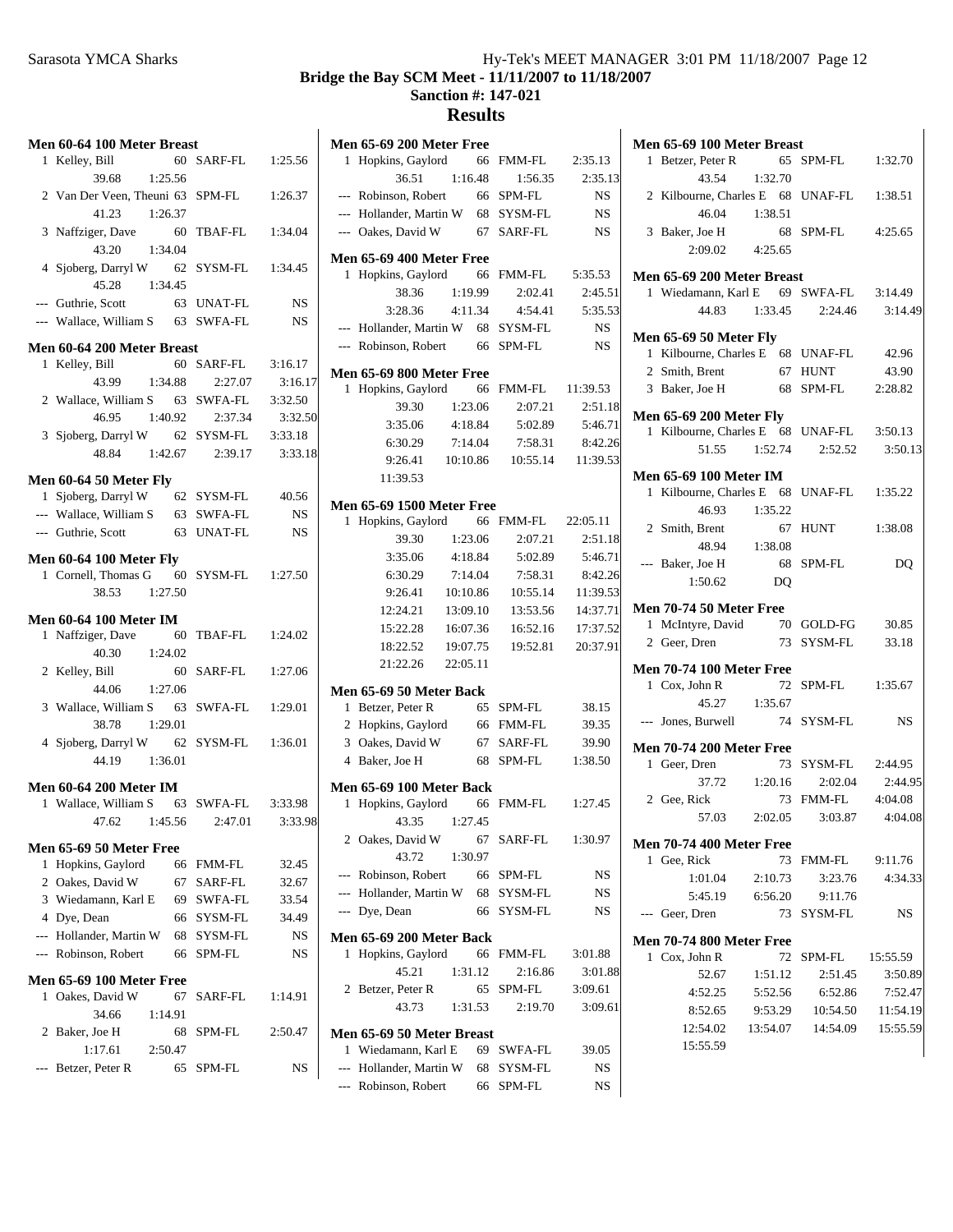**Bridge the Bay SCM Meet - 11/11/2007 to 11/18/2007**

**Sanction #: 147-021**

## Results

### Men 60-64 100 Meter Breast

```
  1 Kelley, Bill              60 SARF-FL     1:25.56
        39.68     1:25.56
  2 Van Der Veen, Theuni 63 SPM-FL           1:26.37
        41.23     1:26.37
  3 Naffziger, Dave           60 TBAF-FL     1:34.04
        43.20     1:34.04
  4 Sjoberg, Darryl W         62 SYSM-FL     1:34.45
        45.28     1:34.45
--- Guthrie, Scott            63 UNAT-FL          NS
--- Wallace, William S        63 SWFA-FL          NS
```

### Men 60-64 200 Meter Breast

```
  1 Kelley, Bill              60 SARF-FL     3:16.17
        43.99     1:34.88     2:27.07     3:16.17
  2 Wallace, William S        63 SWFA-FL     3:32.50
        46.95     1:40.92     2:37.34     3:32.50
  3 Sjoberg, Darryl W         62 SYSM-FL     3:33.18
        48.84     1:42.67     2:39.17     3:33.18
```

### Men 60-64 50 Meter Fly

```
  1 Sjoberg, Darryl W         62 SYSM-FL       40.56
--- Wallace, William S        63 SWFA-FL          NS
--- Guthrie, Scott            63 UNAT-FL          NS
```

### Men 60-64 100 Meter Fly

```
  1 Cornell, Thomas G         60 SYSM-FL     1:27.50
        38.53     1:27.50
```

### Men 60-64 100 Meter IM

```
  1 Naffziger, Dave           60 TBAF-FL     1:24.02
        40.30     1:24.02
  2 Kelley, Bill              60 SARF-FL     1:27.06
        44.06     1:27.06
  3 Wallace, William S        63 SWFA-FL     1:29.01
        38.78     1:29.01
  4 Sjoberg, Darryl W         62 SYSM-FL     1:36.01
        44.19     1:36.01
```

### Men 60-64 200 Meter IM

```
  1 Wallace, William S        63 SWFA-FL     3:33.98
        47.62     1:45.56     2:47.01     3:33.98
```

### Men 65-69 50 Meter Free

```
  1 Hopkins, Gaylord          66 FMM-FL        32.45
  2 Oakes, David W            67 SARF-FL       32.67
  3 Wiedamann, Karl E         69 SWFA-FL       33.54
  4 Dye, Dean                 66 SYSM-FL       34.49
--- Hollander, Martin W       68 SYSM-FL          NS
--- Robinson, Robert          66 SPM-FL           NS
```

### Men 65-69 100 Meter Free

```
  1 Oakes, David W            67 SARF-FL     1:14.91
        34.66     1:14.91
  2 Baker, Joe H              68 SPM-FL      2:50.47
      1:17.61     2:50.47
--- Betzer, Peter R           65 SPM-FL           NS
```

### Men 65-69 200 Meter Free

```
  1 Hopkins, Gaylord          66 FMM-FL      2:35.13
        36.51     1:16.48     1:56.35     2:35.13
--- Robinson, Robert          66 SPM-FL           NS
--- Hollander, Martin W       68 SYSM-FL          NS
--- Oakes, David W            67 SARF-FL          NS
```

### Men 65-69 400 Meter Free

```
  1 Hopkins, Gaylord          66 FMM-FL      5:35.53
        38.36     1:19.99     2:02.41     2:45.51
      3:28.36     4:11.34     4:54.41     5:35.53
--- Hollander, Martin W       68 SYSM-FL          NS
--- Robinson, Robert          66 SPM-FL           NS
```

### Men 65-69 800 Meter Free

```
  1 Hopkins, Gaylord          66 FMM-FL     11:39.53
        39.30     1:23.06     2:07.21     2:51.18
      3:35.06     4:18.84     5:02.89     5:46.71
      6:30.29     7:14.04     7:58.31     8:42.26
      9:26.41    10:10.86    10:55.14    11:39.53
     11:39.53
```

### Men 65-69 1500 Meter Free

```
  1 Hopkins, Gaylord          66 FMM-FL     22:05.11
        39.30     1:23.06     2:07.21     2:51.18
      3:35.06     4:18.84     5:02.89     5:46.71
      6:30.29     7:14.04     7:58.31     8:42.26
      9:26.41    10:10.86    10:55.14    11:39.53
     12:24.21    13:09.10    13:53.56    14:37.71
     15:22.28    16:07.36    16:52.16    17:37.52
     18:22.52    19:07.75    19:52.81    20:37.91
     21:22.26    22:05.11
```

### Men 65-69 50 Meter Back

```
  1 Betzer, Peter R           65 SPM-FL        38.15
  2 Hopkins, Gaylord          66 FMM-FL        39.35
  3 Oakes, David W            67 SARF-FL       39.90
  4 Baker, Joe H              68 SPM-FL      1:38.50
```

### Men 65-69 100 Meter Back

```
  1 Hopkins, Gaylord          66 FMM-FL      1:27.45
        43.35     1:27.45
  2 Oakes, David W            67 SARF-FL     1:30.97
        43.72     1:30.97
--- Robinson, Robert          66 SPM-FL           NS
--- Hollander, Martin W       68 SYSM-FL          NS
--- Dye, Dean                 66 SYSM-FL          NS
```

### Men 65-69 200 Meter Back

```
  1 Hopkins, Gaylord          66 FMM-FL      3:01.88
        45.21     1:31.12     2:16.86     3:01.88
  2 Betzer, Peter R           65 SPM-FL      3:09.61
        43.73     1:31.53     2:19.70     3:09.61
```

### Men 65-69 50 Meter Breast

```
  1 Wiedamann, Karl E         69 SWFA-FL       39.05
--- Hollander, Martin W       68 SYSM-FL          NS
--- Robinson, Robert          66 SPM-FL           NS
```

### Men 65-69 100 Meter Breast

```
  1 Betzer, Peter R           65 SPM-FL      1:32.70
        43.54     1:32.70
  2 Kilbourne, Charles E      68 UNAF-FL     1:38.51
        46.04     1:38.51
  3 Baker, Joe H              68 SPM-FL      4:25.65
      2:09.02     4:25.65
```

### Men 65-69 200 Meter Breast

```
  1 Wiedamann, Karl E         69 SWFA-FL     3:14.49
        44.83     1:33.45     2:24.46     3:14.49
```

### Men 65-69 50 Meter Fly

```
  1 Kilbourne, Charles E      68 UNAF-FL       42.96
  2 Smith, Brent              67 HUNT          43.90
  3 Baker, Joe H              68 SPM-FL      2:28.82
```

### Men 65-69 200 Meter Fly

```
  1 Kilbourne, Charles E      68 UNAF-FL     3:50.13
        51.55     1:52.74     2:52.52     3:50.13
```

### Men 65-69 100 Meter IM

```
  1 Kilbourne, Charles E      68 UNAF-FL     1:35.22
        46.93     1:35.22
  2 Smith, Brent              67 HUNT        1:38.08
        48.94     1:38.08
--- Baker, Joe H              68 SPM-FL           DQ
      1:50.62          DQ
```

### Men 70-74 50 Meter Free

```
  1 McIntyre, David           70 GOLD-FG       30.85
  2 Geer, Dren                73 SYSM-FL       33.18
```

### Men 70-74 100 Meter Free

```
  1 Cox, John R               72 SPM-FL      1:35.67
        45.27     1:35.67
--- Jones, Burwell            74 SYSM-FL          NS
```

### Men 70-74 200 Meter Free

```
  1 Geer, Dren                73 SYSM-FL     2:44.95
        37.72     1:20.16     2:02.04     2:44.95
  2 Gee, Rick                 73 FMM-FL      4:04.08
        57.03     2:02.05     3:03.87     4:04.08
```

### Men 70-74 400 Meter Free

```
  1 Gee, Rick                 73 FMM-FL      9:11.76
      1:01.04     2:10.73     3:23.76     4:34.33
      5:45.19     6:56.20     9:11.76
--- Geer, Dren                73 SYSM-FL          NS
```

### Men 70-74 800 Meter Free

```
  1 Cox, John R               72 SPM-FL     15:55.59
        52.67     1:51.12     2:51.45     3:50.89
      4:52.25     5:52.56     6:52.86     7:52.47
      8:52.65     9:53.29    10:54.50    11:54.19
     12:54.02    13:54.07    14:54.09    15:55.59
     15:55.59
```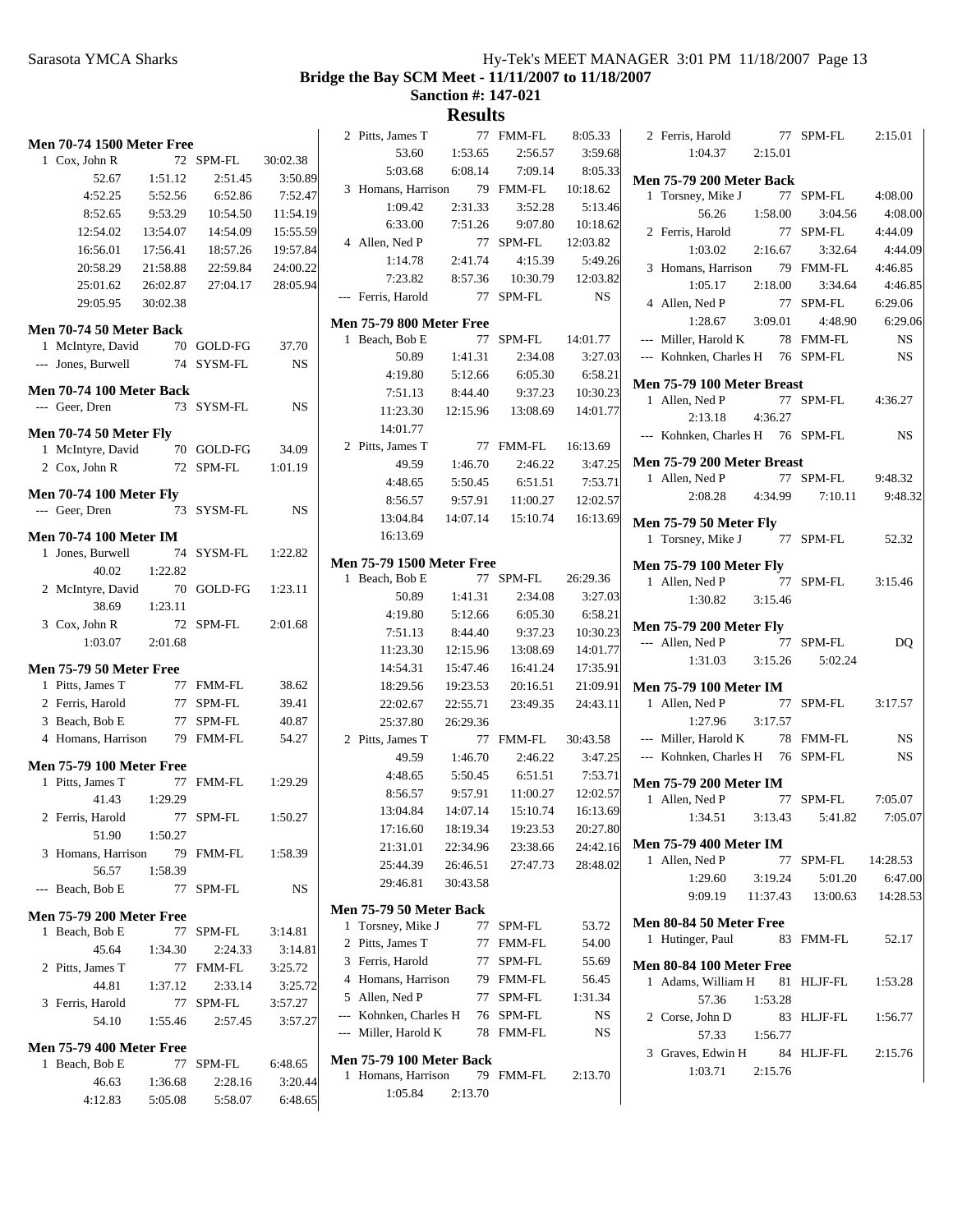**Bridge the Bay SCM Meet - 11/11/2007 to 11/18/2007**

**Sanction #: 147-021**

**Results**

**Men 70-74 1500 Meter Free**

1 Cox, John R 72 SPM-FL 30:02.38
52.67 1:51.12 2:51.45 3:50.89
4:52.25 5:52.56 6:52.86 7:52.47
8:52.65 9:53.29 10:54.50 11:54.19
12:54.02 13:54.07 14:54.09 15:55.59
16:56.01 17:56.41 18:57.26 19:57.84
20:58.29 21:58.88 22:59.84 24:00.22
25:01.62 26:02.87 27:04.17 28:05.94
29:05.95 30:02.38

**Men 70-74 50 Meter Back**

1 McIntyre, David 70 GOLD-FG 37.70
--- Jones, Burwell 74 SYSM-FL NS

**Men 70-74 100 Meter Back**

--- Geer, Dren 73 SYSM-FL NS

**Men 70-74 50 Meter Fly**

1 McIntyre, David 70 GOLD-FG 34.09
2 Cox, John R 72 SPM-FL 1:01.19

**Men 70-74 100 Meter Fly**

--- Geer, Dren 73 SYSM-FL NS

**Men 70-74 100 Meter IM**

1 Jones, Burwell 74 SYSM-FL 1:22.82
40.02 1:22.82
2 McIntyre, David 70 GOLD-FG 1:23.11
38.69 1:23.11
3 Cox, John R 72 SPM-FL 2:01.68
1:03.07 2:01.68

**Men 75-79 50 Meter Free**

1 Pitts, James T 77 FMM-FL 38.62
2 Ferris, Harold 77 SPM-FL 39.41
3 Beach, Bob E 77 SPM-FL 40.87
4 Homans, Harrison 79 FMM-FL 54.27

**Men 75-79 100 Meter Free**

1 Pitts, James T 77 FMM-FL 1:29.29
41.43 1:29.29
2 Ferris, Harold 77 SPM-FL 1:50.27
51.90 1:50.27
3 Homans, Harrison 79 FMM-FL 1:58.39
56.57 1:58.39
--- Beach, Bob E 77 SPM-FL NS

**Men 75-79 200 Meter Free**

1 Beach, Bob E 77 SPM-FL 3:14.81
45.64 1:34.30 2:24.33 3:14.81
2 Pitts, James T 77 FMM-FL 3:25.72
44.81 1:37.12 2:33.14 3:25.72
3 Ferris, Harold 77 SPM-FL 3:57.27
54.10 1:55.46 2:57.45 3:57.27

**Men 75-79 400 Meter Free**

1 Beach, Bob E 77 SPM-FL 6:48.65
46.63 1:36.68 2:28.16 3:20.44
4:12.83 5:05.08 5:58.07 6:48.65
2 Pitts, James T 77 FMM-FL 8:05.33
53.60 1:53.65 2:56.57 3:59.68
5:03.68 6:08.14 7:09.14 8:05.33
3 Homans, Harrison 79 FMM-FL 10:18.62
1:09.42 2:31.33 3:52.28 5:13.46
6:33.00 7:51.26 9:07.80 10:18.62
4 Allen, Ned P 77 SPM-FL 12:03.82
1:14.78 2:41.74 4:15.39 5:49.26
7:23.82 8:57.36 10:30.79 12:03.82
--- Ferris, Harold 77 SPM-FL NS

**Men 75-79 800 Meter Free**

1 Beach, Bob E 77 SPM-FL 14:01.77
50.89 1:41.31 2:34.08 3:27.03
4:19.80 5:12.66 6:05.30 6:58.21
7:51.13 8:44.40 9:37.23 10:30.23
11:23.30 12:15.96 13:08.69 14:01.77
14:01.77
2 Pitts, James T 77 FMM-FL 16:13.69
49.59 1:46.70 2:46.22 3:47.25
4:48.65 5:50.45 6:51.51 7:53.71
8:56.57 9:57.91 11:00.27 12:02.57
13:04.84 14:07.14 15:10.74 16:13.69
16:13.69

**Men 75-79 1500 Meter Free**

1 Beach, Bob E 77 SPM-FL 26:29.36
50.89 1:41.31 2:34.08 3:27.03
4:19.80 5:12.66 6:05.30 6:58.21
7:51.13 8:44.40 9:37.23 10:30.23
11:23.30 12:15.96 13:08.69 14:01.77
14:54.31 15:47.46 16:41.24 17:35.91
18:29.56 19:23.53 20:16.51 21:09.91
22:02.67 22:55.71 23:49.35 24:43.11
25:37.80 26:29.36
2 Pitts, James T 77 FMM-FL 30:43.58
49.59 1:46.70 2:46.22 3:47.25
4:48.65 5:50.45 6:51.51 7:53.71
8:56.57 9:57.91 11:00.27 12:02.57
13:04.84 14:07.14 15:10.74 16:13.69
17:16.60 18:19.34 19:23.53 20:27.80
21:31.01 22:34.96 23:38.66 24:42.16
25:44.39 26:46.51 27:47.73 28:48.02
29:46.81 30:43.58

**Men 75-79 50 Meter Back**

1 Torsney, Mike J 77 SPM-FL 53.72
2 Pitts, James T 77 FMM-FL 54.00
3 Ferris, Harold 77 SPM-FL 55.69
4 Homans, Harrison 79 FMM-FL 56.45
5 Allen, Ned P 77 SPM-FL 1:31.34
--- Kohnken, Charles H 76 SPM-FL NS
--- Miller, Harold K 78 FMM-FL NS

**Men 75-79 100 Meter Back**

1 Homans, Harrison 79 FMM-FL 2:13.70
1:05.84 2:13.70
2 Ferris, Harold 77 SPM-FL 2:15.01
1:04.37 2:15.01

**Men 75-79 200 Meter Back**

1 Torsney, Mike J 77 SPM-FL 4:08.00
56.26 1:58.00 3:04.56 4:08.00
2 Ferris, Harold 77 SPM-FL 4:44.09
1:03.02 2:16.67 3:32.64 4:44.09
3 Homans, Harrison 79 FMM-FL 4:46.85
1:05.17 2:18.00 3:34.64 4:46.85
4 Allen, Ned P 77 SPM-FL 6:29.06
1:28.67 3:09.01 4:48.90 6:29.06
--- Miller, Harold K 78 FMM-FL NS
--- Kohnken, Charles H 76 SPM-FL NS

**Men 75-79 100 Meter Breast**

1 Allen, Ned P 77 SPM-FL 4:36.27
2:13.18 4:36.27
--- Kohnken, Charles H 76 SPM-FL NS

**Men 75-79 200 Meter Breast**

1 Allen, Ned P 77 SPM-FL 9:48.32
2:08.28 4:34.99 7:10.11 9:48.32

**Men 75-79 50 Meter Fly**

1 Torsney, Mike J 77 SPM-FL 52.32

**Men 75-79 100 Meter Fly**

1 Allen, Ned P 77 SPM-FL 3:15.46
1:30.82 3:15.46

**Men 75-79 200 Meter Fly**

--- Allen, Ned P 77 SPM-FL DQ
1:31.03 3:15.26 5:02.24

**Men 75-79 100 Meter IM**

1 Allen, Ned P 77 SPM-FL 3:17.57
1:27.96 3:17.57
--- Miller, Harold K 78 FMM-FL NS
--- Kohnken, Charles H 76 SPM-FL NS

**Men 75-79 200 Meter IM**

1 Allen, Ned P 77 SPM-FL 7:05.07
1:34.51 3:13.43 5:41.82 7:05.07

**Men 75-79 400 Meter IM**

1 Allen, Ned P 77 SPM-FL 14:28.53
1:29.60 3:19.24 5:01.20 6:47.00
9:09.19 11:37.43 13:00.63 14:28.53

**Men 80-84 50 Meter Free**

1 Hutinger, Paul 83 FMM-FL 52.17

**Men 80-84 100 Meter Free**

1 Adams, William H 81 HLJF-FL 1:53.28
57.36 1:53.28
2 Corse, John D 83 HLJF-FL 1:56.77
57.33 1:56.77
3 Graves, Edwin H 84 HLJF-FL 2:15.76
1:03.71 2:15.76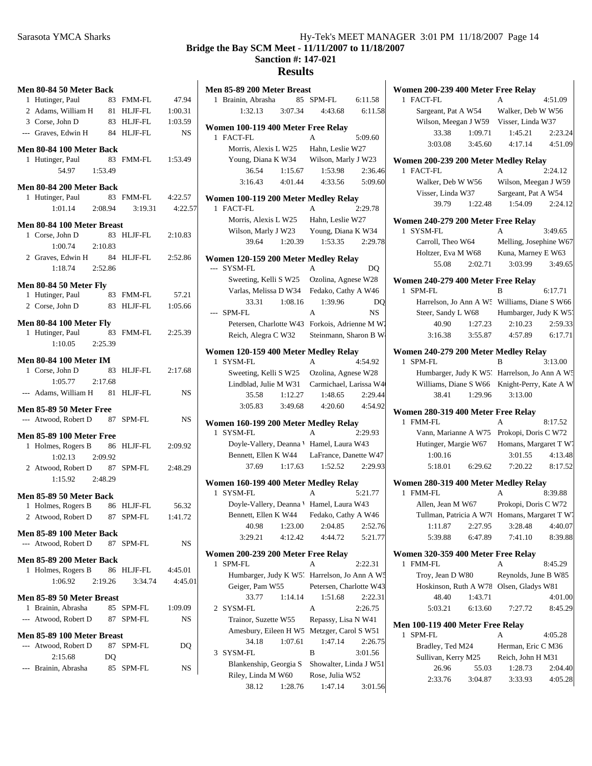# Bridge the Bay SCM Meet - 11/11/2007 to 11/18/2007

## Sanction #: 147-021

## Results

### Men 80-84 50 Meter Back

| Place | Name | Age | Team | Time |
|---|---|---|---|---|
| 1 | Hutinger, Paul | 83 | FMM-FL | 47.94 |
| 2 | Adams, William H | 81 | HLJF-FL | 1:00.31 |
| 3 | Corse, John D | 83 | HLJF-FL | 1:03.59 |
| --- | Graves, Edwin H | 84 | HLJF-FL | NS |

### Men 80-84 100 Meter Back

| Place | Name | Age | Team | Time |
|---|---|---|---|---|
| 1 | Hutinger, Paul | 83 | FMM-FL | 1:53.49 |

Splits: 54.97, 1:53.49

### Men 80-84 200 Meter Back

| Place | Name | Age | Team | Time |
|---|---|---|---|---|
| 1 | Hutinger, Paul | 83 | FMM-FL | 4:22.57 |

Splits: 1:01.14, 2:08.94, 3:19.31, 4:22.57

### Men 80-84 100 Meter Breast

| Place | Name | Age | Team | Time |
|---|---|---|---|---|
| 1 | Corse, John D | 83 | HLJF-FL | 2:10.83 |
| 2 | Graves, Edwin H | 84 | HLJF-FL | 2:52.86 |

Splits (Corse): 1:00.74, 2:10.83
Splits (Graves): 1:18.74, 2:52.86

### Men 80-84 50 Meter Fly

| Place | Name | Age | Team | Time |
|---|---|---|---|---|
| 1 | Hutinger, Paul | 83 | FMM-FL | 57.21 |
| 2 | Corse, John D | 83 | HLJF-FL | 1:05.66 |

### Men 80-84 100 Meter Fly

| Place | Name | Age | Team | Time |
|---|---|---|---|---|
| 1 | Hutinger, Paul | 83 | FMM-FL | 2:25.39 |

Splits: 1:10.05, 2:25.39

### Men 80-84 100 Meter IM

| Place | Name | Age | Team | Time |
|---|---|---|---|---|
| 1 | Corse, John D | 83 | HLJF-FL | 2:17.68 |
| --- | Adams, William H | 81 | HLJF-FL | NS |

Splits (Corse): 1:05.77, 2:17.68

### Men 85-89 50 Meter Free

| Place | Name | Age | Team | Time |
|---|---|---|---|---|
| --- | Atwood, Robert D | 87 | SPM-FL | NS |

### Men 85-89 100 Meter Free

| Place | Name | Age | Team | Time |
|---|---|---|---|---|
| 1 | Holmes, Rogers B | 86 | HLJF-FL | 2:09.92 |
| 2 | Atwood, Robert D | 87 | SPM-FL | 2:48.29 |

Splits (Holmes): 1:02.13, 2:09.92
Splits (Atwood): 1:15.92, 2:48.29

### Men 85-89 50 Meter Back

| Place | Name | Age | Team | Time |
|---|---|---|---|---|
| 1 | Holmes, Rogers B | 86 | HLJF-FL | 56.32 |
| 2 | Atwood, Robert D | 87 | SPM-FL | 1:41.72 |

### Men 85-89 100 Meter Back

| Place | Name | Age | Team | Time |
|---|---|---|---|---|
| --- | Atwood, Robert D | 87 | SPM-FL | NS |

### Men 85-89 200 Meter Back

| Place | Name | Age | Team | Time |
|---|---|---|---|---|
| 1 | Holmes, Rogers B | 86 | HLJF-FL | 4:45.01 |

Splits: 1:06.92, 2:19.26, 3:34.74, 4:45.01

### Men 85-89 50 Meter Breast

| Place | Name | Age | Team | Time |
|---|---|---|---|---|
| 1 | Brainin, Abrasha | 85 | SPM-FL | 1:09.09 |
| --- | Atwood, Robert D | 87 | SPM-FL | NS |

### Men 85-89 100 Meter Breast

| Place | Name | Age | Team | Time |
|---|---|---|---|---|
| --- | Atwood, Robert D | 87 | SPM-FL | DQ |
| --- | Brainin, Abrasha | 85 | SPM-FL | NS |

Splits (Atwood): 2:15.68, DQ

### Men 85-89 200 Meter Breast

| Place | Name | Age | Team | Time |
|---|---|---|---|---|
| 1 | Brainin, Abrasha | 85 | SPM-FL | 6:11.58 |

Splits: 1:32.13, 3:07.34, 4:43.68, 6:11.58

### Women 100-119 400 Meter Free Relay

1 FACT-FL — A — 5:09.60
Morris, Alexis L W25; Hahn, Leslie W27; Young, Diana K W34; Wilson, Marly J W23
Splits: 36.54, 1:15.67, 1:53.98, 2:36.46, 3:16.43, 4:01.44, 4:33.56, 5:09.60

### Women 100-119 200 Meter Medley Relay

1 FACT-FL — A — 2:29.78
Morris, Alexis L W25; Hahn, Leslie W27; Wilson, Marly J W23; Young, Diana K W34
Splits: 39.64, 1:20.39, 1:53.35, 2:29.78

### Women 120-159 200 Meter Medley Relay

--- SYSM-FL — A — DQ
Sweeting, Kelli S W25; Ozolina, Agnese W28; Varlas, Melissa D W34; Fedako, Cathy A W46
Splits: 33.31, 1:08.16, 1:39.96, DQ

--- SPM-FL — A — NS
Petersen, Charlotte W43; Forkois, Adrienne M W; Reich, Alegra C W32; Steinmann, Sharon B W

### Women 120-159 400 Meter Medley Relay

1 SYSM-FL — A — 4:54.92
Sweeting, Kelli S W25; Ozolina, Agnese W28; Lindblad, Julie M W31; Carmichael, Larissa W4
Splits: 35.58, 1:12.27, 1:48.65, 2:29.44, 3:05.83, 3:49.68, 4:20.60, 4:54.92

### Women 160-199 200 Meter Medley Relay

1 SYSM-FL — A — 2:29.93
Doyle-Vallery, Deanna V; Hamel, Laura W43; Bennett, Ellen K W44; LaFrance, Danette W47
Splits: 37.69, 1:17.63, 1:52.52, 2:29.93

### Women 160-199 400 Meter Medley Relay

1 SYSM-FL — A — 5:21.77
Doyle-Vallery, Deanna V; Hamel, Laura W43; Bennett, Ellen K W44; Fedako, Cathy A W46
Splits: 40.98, 1:23.00, 2:04.85, 2:52.76, 3:29.21, 4:12.42, 4:44.72, 5:21.77

### Women 200-239 200 Meter Free Relay

1 SPM-FL — A — 2:22.31
Humbarger, Judy K W5; Harrelson, Jo Ann A W5; Geiger, Pam W55; Petersen, Charlotte W43
Splits: 33.77, 1:14.14, 1:51.68, 2:22.31

2 SYSM-FL — A — 2:26.75
Trainor, Suzette W55; Repassy, Lisa N W41; Amesbury, Eileen H W5; Metzger, Carol S W51
Splits: 34.18, 1:07.61, 1:47.14, 2:26.75

3 SYSM-FL — B — 3:01.56
Blankenship, Georgia S; Showalter, Linda J W51; Riley, Linda M W60; Rose, Julia W52
Splits: 38.12, 1:28.76, 1:47.14, 3:01.56

### Women 200-239 400 Meter Free Relay

1 FACT-FL — A — 4:51.09
Sargeant, Pat A W54; Walker, Deb W W56; Wilson, Meegan J W59; Visser, Linda W37
Splits: 33.38, 1:09.71, 1:45.21, 2:23.24, 3:03.08, 3:45.60, 4:17.14, 4:51.09

### Women 200-239 200 Meter Medley Relay

1 FACT-FL — A — 2:24.12
Walker, Deb W W56; Wilson, Meegan J W59; Visser, Linda W37; Sargeant, Pat A W54
Splits: 39.79, 1:22.48, 1:54.09, 2:24.12

### Women 240-279 200 Meter Free Relay

1 SYSM-FL — A — 3:49.65
Carroll, Theo W64; Melling, Josephine W67; Holtzer, Eva M W68; Kuna, Marney E W63
Splits: 55.08, 2:02.71, 3:03.99, 3:49.65

### Women 240-279 400 Meter Free Relay

1 SPM-FL — B — 6:17.71
Harrelson, Jo Ann A W5; Williams, Diane S W66; Steer, Sandy L W68; Humbarger, Judy K W5
Splits: 40.90, 1:27.23, 2:10.23, 2:59.33, 3:16.38, 3:55.87, 4:57.89, 6:17.71

### Women 240-279 200 Meter Medley Relay

1 SPM-FL — B — 3:13.00
Humbarger, Judy K W5; Harrelson, Jo Ann A W5; Williams, Diane S W66; Knight-Perry, Kate A W
Splits: 38.41, 1:29.96, 3:13.00

### Women 280-319 400 Meter Free Relay

1 FMM-FL — A — 8:17.52
Vann, Marianne A W75; Prokopi, Doris C W72; Hutinger, Margie W67; Homans, Margaret T W7
Splits: 1:00.16, 3:01.55, 4:13.48, 5:18.01, 6:29.62, 7:20.22, 8:17.52

### Women 280-319 400 Meter Medley Relay

1 FMM-FL — A — 8:39.88
Allen, Jean M W67; Prokopi, Doris C W72; Tullman, Patricia A W7; Homans, Margaret T W7
Splits: 1:11.87, 2:27.95, 3:28.48, 4:40.07, 5:39.88, 6:47.89, 7:41.10, 8:39.88

### Women 320-359 400 Meter Free Relay

1 FMM-FL — A — 8:45.29
Troy, Jean D W80; Reynolds, June B W85; Hoskinson, Ruth A W78; Olsen, Gladys W81
Splits: 48.40, 1:43.71, 4:01.00, 5:03.21, 6:13.60, 7:27.72, 8:45.29

### Men 100-119 400 Meter Free Relay

1 SPM-FL — A — 4:05.28
Bradley, Ted M24; Herman, Eric C M36; Sullivan, Kerry M25; Reich, John H M31
Splits: 26.96, 55.03, 1:28.73, 2:04.40, 2:33.76, 3:04.87, 3:33.93, 4:05.28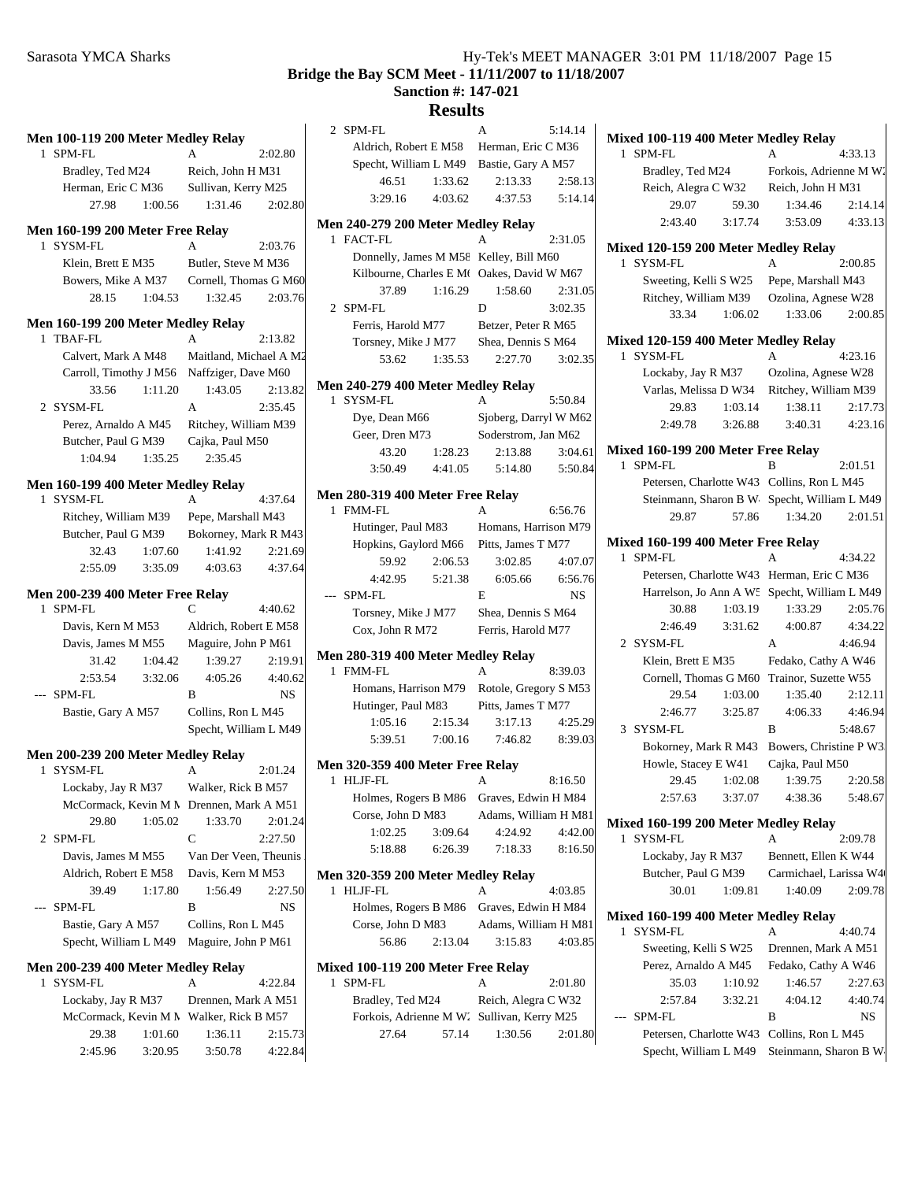## Bridge the Bay SCM Meet - 11/11/2007 to 11/18/2007

**Sanction #: 147-021**

# Results

### Men 100-119 200 Meter Medley Relay

1 SPM-FL A 2:02.80
Bradley, Ted M24 Reich, John H M31
Herman, Eric C M36 Sullivan, Kerry M25
27.98 1:00.56 1:31.46 2:02.80

### Men 160-199 200 Meter Free Relay

1 SYSM-FL A 2:03.76
Klein, Brett E M35 Butler, Steve M M36
Bowers, Mike A M37 Cornell, Thomas G M60
28.15 1:04.53 1:32.45 2:03.76

### Men 160-199 200 Meter Medley Relay

1 TBAF-FL A 2:13.82
Calvert, Mark A M48 Maitland, Michael A M2
Carroll, Timothy J M56 Naffziger, Dave M60
33.56 1:11.20 1:43.05 2:13.82

2 SYSM-FL A 2:35.45
Perez, Arnaldo A M45 Ritchey, William M39
Butcher, Paul G M39 Cajka, Paul M50
1:04.94 1:35.25 2:35.45

### Men 160-199 400 Meter Medley Relay

1 SYSM-FL A 4:37.64
Ritchey, William M39 Pepe, Marshall M43
Butcher, Paul G M39 Bokorney, Mark R M43
32.43 1:07.60 1:41.92 2:21.69
2:55.09 3:35.09 4:03.63 4:37.64

### Men 200-239 400 Meter Free Relay

1 SPM-FL C 4:40.62
Davis, Kern M M53 Aldrich, Robert E M58
Davis, James M M55 Maguire, John P M61
31.42 1:04.42 1:39.27 2:19.91
2:53.54 3:32.06 4:05.26 4:40.62

--- SPM-FL B NS
Bastie, Gary A M57 Collins, Ron L M45
Specht, William L M49

### Men 200-239 200 Meter Medley Relay

1 SYSM-FL A 2:01.24
Lockaby, Jay R M37 Walker, Rick B M57
McCormack, Kevin M M Drennen, Mark A M51
29.80 1:05.02 1:33.70 2:01.24

2 SPM-FL C 2:27.50
Davis, James M M55 Van Der Veen, Theunis
Aldrich, Robert E M58 Davis, Kern M M53
39.49 1:17.80 1:56.49 2:27.50

--- SPM-FL B NS
Bastie, Gary A M57 Collins, Ron L M45
Specht, William L M49 Maguire, John P M61

### Men 200-239 400 Meter Medley Relay

1 SYSM-FL A 4:22.84
Lockaby, Jay R M37 Drennen, Mark A M51
McCormack, Kevin M M Walker, Rick B M57
29.38 1:01.60 1:36.11 2:15.73
2:45.96 3:20.95 3:50.78 4:22.84

2 SPM-FL A 5:14.14
Aldrich, Robert E M58 Herman, Eric C M36
Specht, William L M49 Bastie, Gary A M57
46.51 1:33.62 2:13.33 2:58.13
3:29.16 4:03.62 4:37.53 5:14.14

### Men 240-279 200 Meter Medley Relay

1 FACT-FL A 2:31.05
Donnelly, James M M58 Kelley, Bill M60
Kilbourne, Charles E M( Oakes, David W M67
37.89 1:16.29 1:58.60 2:31.05

2 SPM-FL D 3:02.35
Ferris, Harold M77 Betzer, Peter R M65
Torsney, Mike J M77 Shea, Dennis S M64
53.62 1:35.53 2:27.70 3:02.35

### Men 240-279 400 Meter Medley Relay

1 SYSM-FL A 5:50.84
Dye, Dean M66 Sjoberg, Darryl W M62
Geer, Dren M73 Soderstrom, Jan M62
43.20 1:28.23 2:13.88 3:04.61
3:50.49 4:41.05 5:14.80 5:50.84

### Men 280-319 400 Meter Free Relay

1 FMM-FL A 6:56.76
Hutinger, Paul M83 Homans, Harrison M79
Hopkins, Gaylord M66 Pitts, James T M77
59.92 2:06.53 3:02.85 4:07.07
4:42.95 5:21.38 6:05.66 6:56.76

--- SPM-FL E NS
Torsney, Mike J M77 Shea, Dennis S M64
Cox, John R M72 Ferris, Harold M77

### Men 280-319 400 Meter Medley Relay

1 FMM-FL A 8:39.03
Homans, Harrison M79 Rotole, Gregory S M53
Hutinger, Paul M83 Pitts, James T M77
1:05.16 2:15.34 3:17.13 4:25.29
5:39.51 7:00.16 7:46.82 8:39.03

### Men 320-359 400 Meter Free Relay

1 HLJF-FL A 8:16.50
Holmes, Rogers B M86 Graves, Edwin H M84
Corse, John D M83 Adams, William H M81
1:02.25 3:09.64 4:24.92 4:42.00
5:18.88 6:26.39 7:18.33 8:16.50

### Men 320-359 200 Meter Medley Relay

1 HLJF-FL A 4:03.85
Holmes, Rogers B M86 Graves, Edwin H M84
Corse, John D M83 Adams, William H M81
56.86 2:13.04 3:15.83 4:03.85

### Mixed 100-119 200 Meter Free Relay

1 SPM-FL A 2:01.80
Bradley, Ted M24 Reich, Alegra C W32
Forkois, Adrienne M W2 Sullivan, Kerry M25
27.64 57.14 1:30.56 2:01.80

### Mixed 100-119 400 Meter Medley Relay

1 SPM-FL A 4:33.13
Bradley, Ted M24 Forkois, Adrienne M W2
Reich, Alegra C W32 Reich, John H M31
29.07 59.30 1:34.46 2:14.14
2:43.40 3:17.74 3:53.09 4:33.13

### Mixed 120-159 200 Meter Medley Relay

1 SYSM-FL A 2:00.85
Sweeting, Kelli S W25 Pepe, Marshall M43
Ritchey, William M39 Ozolina, Agnese W28
33.34 1:06.02 1:33.06 2:00.85

### Mixed 120-159 400 Meter Medley Relay

1 SYSM-FL A 4:23.16
Lockaby, Jay R M37 Ozolina, Agnese W28
Varlas, Melissa D W34 Ritchey, William M39
29.83 1:03.14 1:38.11 2:17.73
2:49.78 3:26.88 3:40.31 4:23.16

### Mixed 160-199 200 Meter Free Relay

1 SPM-FL B 2:01.51
Petersen, Charlotte W43 Collins, Ron L M45
Steinmann, Sharon B W Specht, William L M49
29.87 57.86 1:34.20 2:01.51

### Mixed 160-199 400 Meter Free Relay

1 SPM-FL A 4:34.22
Petersen, Charlotte W43 Herman, Eric C M36
Harrelson, Jo Ann A W5 Specht, William L M49
30.88 1:03.19 1:33.29 2:05.76
2:46.49 3:31.62 4:00.87 4:34.22

2 SYSM-FL A 4:46.94
Klein, Brett E M35 Fedako, Cathy A W46
Cornell, Thomas G M60 Trainor, Suzette W55
29.54 1:03.00 1:35.40 2:12.11
2:46.77 3:25.87 4:06.33 4:46.94

3 SYSM-FL B 5:48.67
Bokorney, Mark R M43 Bowers, Christine P W3
Howle, Stacey E W41 Cajka, Paul M50
29.45 1:02.08 1:39.75 2:20.58
2:57.63 3:37.07 4:38.36 5:48.67

### Mixed 160-199 200 Meter Medley Relay

1 SYSM-FL A 2:09.78
Lockaby, Jay R M37 Bennett, Ellen K W44
Butcher, Paul G M39 Carmichael, Larissa W4
30.01 1:09.81 1:40.09 2:09.78

### Mixed 160-199 400 Meter Medley Relay

1 SYSM-FL A 4:40.74
Sweeting, Kelli S W25 Drennen, Mark A M51
Perez, Arnaldo A M45 Fedako, Cathy A W46
35.03 1:10.92 1:46.57 2:27.63
2:57.84 3:32.21 4:04.12 4:40.74

--- SPM-FL B NS
Petersen, Charlotte W43 Collins, Ron L M45
Specht, William L M49 Steinmann, Sharon B W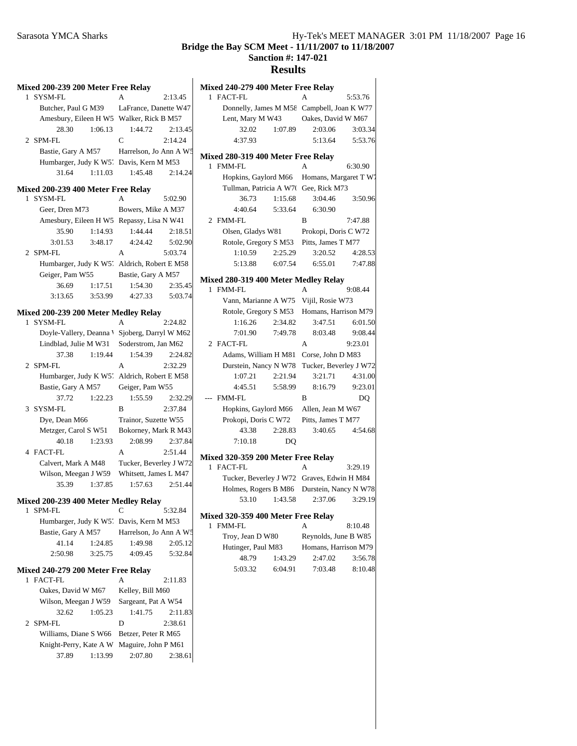## Bridge the Bay SCM Meet - 11/11/2007 to 11/18/2007

## Sanction #: 147-021

## Results

### Mixed 200-239 200 Meter Free Relay

1 SYSM-FL A 2:13.45
Butcher, Paul G M39 LaFrance, Danette W47
Amesbury, Eileen H W5 Walker, Rick B M57
28.30 1:06.13 1:44.72 2:13.45

2 SPM-FL C 2:14.24
Bastie, Gary A M57 Harrelson, Jo Ann A W5
Humbarger, Judy K W5: Davis, Kern M M53
31.64 1:11.03 1:45.48 2:14.24

### Mixed 200-239 400 Meter Free Relay

1 SYSM-FL A 5:02.90
Geer, Dren M73 Bowers, Mike A M37
Amesbury, Eileen H W5 Repassy, Lisa N W41
35.90 1:14.93 1:44.44 2:18.51
3:01.53 3:48.17 4:24.42 5:02.90

2 SPM-FL A 5:03.74
Humbarger, Judy K W5: Aldrich, Robert E M58
Geiger, Pam W55 Bastie, Gary A M57
36.69 1:17.51 1:54.30 2:35.45
3:13.65 3:53.99 4:27.33 5:03.74

### Mixed 200-239 200 Meter Medley Relay

1 SYSM-FL A 2:24.82
Doyle-Vallery, Deanna V Sjoberg, Darryl W M62
Lindblad, Julie M W31 Soderstrom, Jan M62
37.38 1:19.44 1:54.39 2:24.82

2 SPM-FL A 2:32.29
Humbarger, Judy K W5: Aldrich, Robert E M58
Bastie, Gary A M57 Geiger, Pam W55
37.72 1:22.23 1:55.59 2:32.29

3 SYSM-FL B 2:37.84
Dye, Dean M66 Trainor, Suzette W55
Metzger, Carol S W51 Bokorney, Mark R M43
40.18 1:23.93 2:08.99 2:37.84

4 FACT-FL A 2:51.44
Calvert, Mark A M48 Tucker, Beverley J W72
Wilson, Meegan J W59 Whitsett, James L M47
35.39 1:37.85 1:57.63 2:51.44

### Mixed 200-239 400 Meter Medley Relay

1 SPM-FL C 5:32.84
Humbarger, Judy K W5: Davis, Kern M M53
Bastie, Gary A M57 Harrelson, Jo Ann A W5
41.14 1:24.85 1:49.98 2:05.12
2:50.98 3:25.75 4:09.45 5:32.84

### Mixed 240-279 200 Meter Free Relay

1 FACT-FL A 2:11.83
Oakes, David W M67 Kelley, Bill M60
Wilson, Meegan J W59 Sargeant, Pat A W54
32.62 1:05.23 1:41.75 2:11.83

2 SPM-FL D 2:38.61
Williams, Diane S W66 Betzer, Peter R M65
Knight-Perry, Kate A W Maguire, John P M61
37.89 1:13.99 2:07.80 2:38.61

### Mixed 240-279 400 Meter Free Relay

1 FACT-FL A 5:53.76
Donnelly, James M M58 Campbell, Joan K W77
Lent, Mary M W43 Oakes, David W M67
32.02 1:07.89 2:03.06 3:03.34
4:37.93 5:13.64 5:53.76

### Mixed 280-319 400 Meter Free Relay

1 FMM-FL A 6:30.90
Hopkins, Gaylord M66 Homans, Margaret T W7
Tullman, Patricia A W7( Gee, Rick M73
36.73 1:15.68 3:04.46 3:50.96
4:40.64 5:33.64 6:30.90

2 FMM-FL B 7:47.88
Olsen, Gladys W81 Prokopi, Doris C W72
Rotole, Gregory S M53 Pitts, James T M77
1:10.59 2:25.29 3:20.52 4:28.53
5:13.88 6:07.54 6:55.01 7:47.88

### Mixed 280-319 400 Meter Medley Relay

1 FMM-FL A 9:08.44
Vann, Marianne A W75 Vijil, Rosie W73
Rotole, Gregory S M53 Homans, Harrison M79
1:16.26 2:34.82 3:47.51 6:01.50
7:01.90 7:49.78 8:03.48 9:08.44

2 FACT-FL A 9:23.01
Adams, William H M81 Corse, John D M83
Durstein, Nancy N W78 Tucker, Beverley J W72
1:07.21 2:21.94 3:21.71 4:31.00
4:45.51 5:58.99 8:16.79 9:23.01

--- FMM-FL B DQ
Hopkins, Gaylord M66 Allen, Jean M W67
Prokopi, Doris C W72 Pitts, James T M77
43.38 2:28.83 3:40.65 4:54.68
7:10.18 DQ

### Mixed 320-359 200 Meter Free Relay

1 FACT-FL A 3:29.19
Tucker, Beverley J W72 Graves, Edwin H M84
Holmes, Rogers B M86 Durstein, Nancy N W78
53.10 1:43.58 2:37.06 3:29.19

### Mixed 320-359 400 Meter Free Relay

1 FMM-FL A 8:10.48
Troy, Jean D W80 Reynolds, June B W85
Hutinger, Paul M83 Homans, Harrison M79
48.79 1:43.29 2:47.02 3:56.78
5:03.32 6:04.91 7:03.48 8:10.48